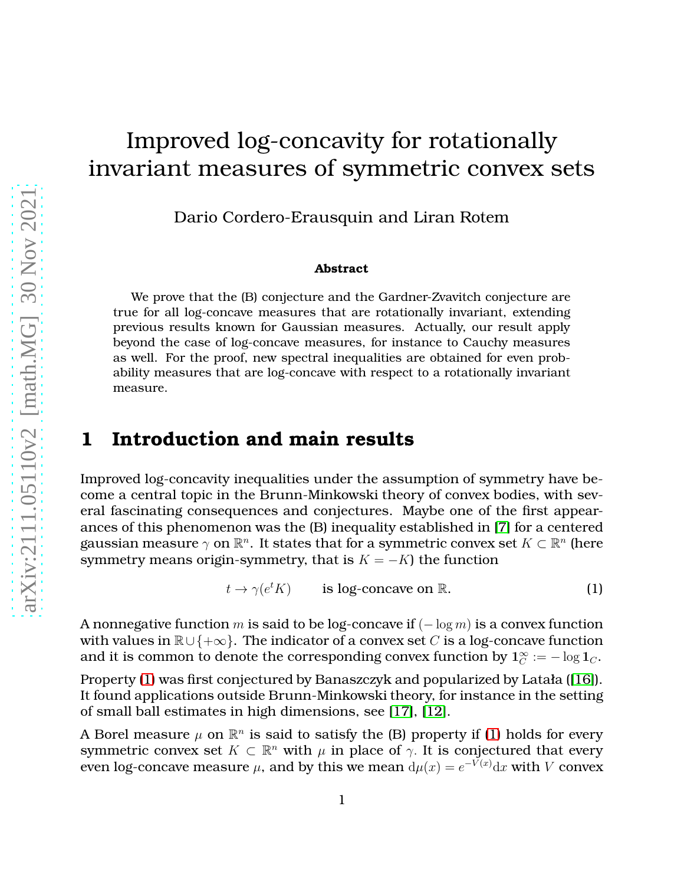# Improved log-concavity for rotationally invariant measures of symmetric convex sets

Dario Cordero-Erausquin and Liran Rotem

**Abstract**

We prove that the (B) conjecture and the Gardner-Zvavitch conjecture are true for all log-concave measures that are rotationally invariant, extending previous results known for Gaussian measures. Actually, our result apply beyond the case of log-concave measures, for instance to Cauchy measures as well. For the proof, new spectral inequalities are obtained for even probability measures that are log-concave with respect to a rotationally invariant measure.

## 1 Introduction and main results

Improved log-concavity inequalities under the assumption of symmetry have become a central topic in the Brunn-Minkowski theory of convex bodies, with several fascinating consequences and conjectures. Maybe one of the first appearances of this phenomenon was the (B) inequality established in [7] for a centered gaussian measure $\gamma$ on $\mathbb{R}^n$. It states that for a symmetric convex set $K \subset \mathbb{R}^n$ (here symmetry means origin-symmetry, that is $K = -K$) the function

$$t \to \gamma(e^t K) \qquad \text{is log-concave on } \mathbb{R}. \tag{1}$$

A nonnegative function $m$ is said to be log-concave if $(-\log m)$ is a convex function with values in $\mathbb{R} \cup \{+\infty\}$. The indicator of a convex set $C$ is a log-concave function and it is common to denote the corresponding convex function by $\mathbf{1}_C^\infty := -\log \mathbf{1}_C$.

Property (1) was first conjectured by Banaszczyk and popularized by Latała ([16]). It found applications outside Brunn-Minkowski theory, for instance in the setting of small ball estimates in high dimensions, see [17], [12].

A Borel measure $\mu$ on $\mathbb{R}^n$ is said to satisfy the (B) property if (1) holds for every symmetric convex set $K \subset \mathbb{R}^n$ with $\mu$ in place of $\gamma$. It is conjectured that every even log-concave measure $\mu$, and by this we mean $\mathrm{d}\mu(x) = e^{-V(x)}\mathrm{d}x$ with $V$ convex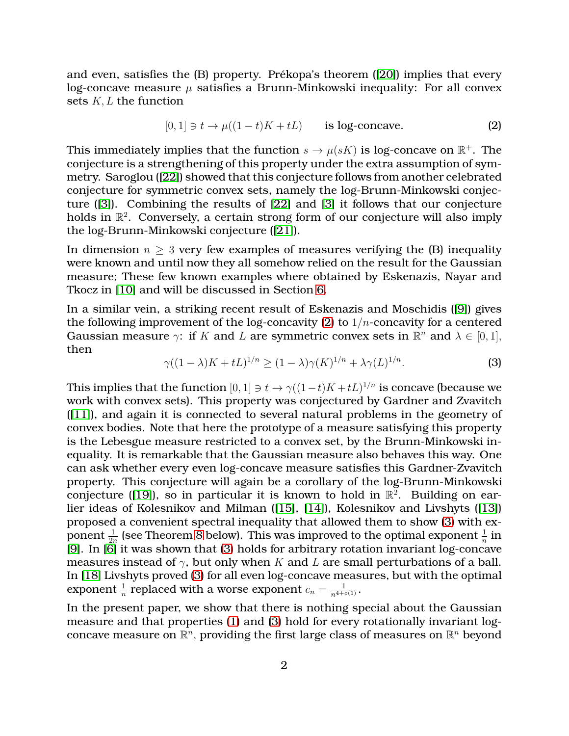and even, satisfies the (B) property. Prékopa's theorem ([20]) implies that every log-concave measure $\mu$ satisfies a Brunn-Minkowski inequality: For all convex sets $K, L$ the function

$$[0,1] \ni t \to \mu((1-t)K + tL) \qquad \text{is log-concave.} \tag{2}$$

This immediately implies that the function $s \to \mu(sK)$ is log-concave on $\mathbb{R}^+$. The conjecture is a strengthening of this property under the extra assumption of symmetry. Saroglou ([22]) showed that this conjecture follows from another celebrated conjecture for symmetric convex sets, namely the log-Brunn-Minkowski conjecture ([3]). Combining the results of [22] and [3] it follows that our conjecture holds in $\mathbb{R}^2$. Conversely, a certain strong form of our conjecture will also imply the log-Brunn-Minkowski conjecture ([21]).

In dimension $n \geq 3$ very few examples of measures verifying the (B) inequality were known and until now they all somehow relied on the result for the Gaussian measure; These few known examples where obtained by Eskenazis, Nayar and Tkocz in [10] and will be discussed in Section 6.

In a similar vein, a striking recent result of Eskenazis and Moschidis ([9]) gives the following improvement of the log-concavity (2) to $1/n$-concavity for a centered Gaussian measure $\gamma$: if $K$ and $L$ are symmetric convex sets in $\mathbb{R}^n$ and $\lambda \in [0,1]$, then

$$\gamma((1-\lambda)K + tL)^{1/n} \geq (1-\lambda)\gamma(K)^{1/n} + \lambda\gamma(L)^{1/n}. \tag{3}$$

This implies that the function $[0,1] \ni t \to \gamma((1-t)K + tL)^{1/n}$ is concave (because we work with convex sets). This property was conjectured by Gardner and Zvavitch ([11]), and again it is connected to several natural problems in the geometry of convex bodies. Note that here the prototype of a measure satisfying this property is the Lebesgue measure restricted to a convex set, by the Brunn-Minkowski inequality. It is remarkable that the Gaussian measure also behaves this way. One can ask whether every even log-concave measure satisfies this Gardner-Zvavitch property. This conjecture will again be a corollary of the log-Brunn-Minkowski conjecture ([19]), so in particular it is known to hold in $\mathbb{R}^2$. Building on earlier ideas of Kolesnikov and Milman ([15], [14]), Kolesnikov and Livshyts ([13]) proposed a convenient spectral inequality that allowed them to show (3) with exponent $\frac{1}{2n}$ (see Theorem 8 below). This was improved to the optimal exponent $\frac{1}{n}$ in [9]. In [6] it was shown that (3) holds for arbitrary rotation invariant log-concave measures instead of $\gamma$, but only when $K$ and $L$ are small perturbations of a ball. In [18] Livshyts proved (3) for all even log-concave measures, but with the optimal exponent $\frac{1}{n}$ replaced with a worse exponent $c_n = \frac{1}{n^{4+o(1)}}$.

In the present paper, we show that there is nothing special about the Gaussian measure and that properties (1) and (3) hold for every rotationally invariant log-concave measure on $\mathbb{R}^n$, providing the first large class of measures on $\mathbb{R}^n$ beyond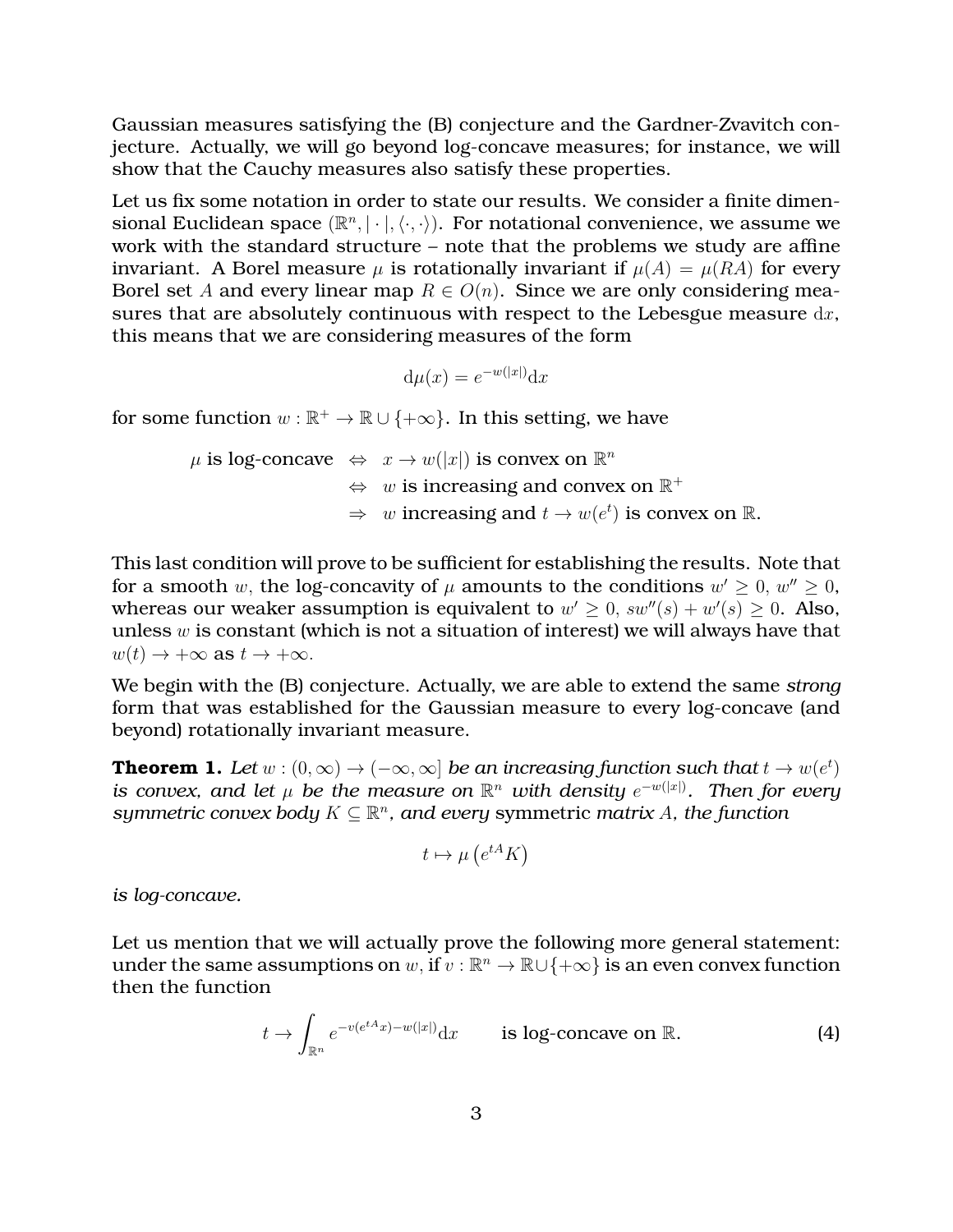Gaussian measures satisfying the (B) conjecture and the Gardner-Zvavitch conjecture. Actually, we will go beyond log-concave measures; for instance, we will show that the Cauchy measures also satisfy these properties.

Let us fix some notation in order to state our results. We consider a finite dimensional Euclidean space $(\mathbb{R}^n, |\cdot|, \langle\cdot,\cdot\rangle)$. For notational convenience, we assume we work with the standard structure – note that the problems we study are affine invariant. A Borel measure $\mu$ is rotationally invariant if $\mu(A) = \mu(RA)$ for every Borel set $A$ and every linear map $R \in O(n)$. Since we are only considering measures that are absolutely continuous with respect to the Lebesgue measure $\mathrm{d}x$, this means that we are considering measures of the form

$$\mathrm{d}\mu(x) = e^{-w(|x|)}\mathrm{d}x$$

for some function $w : \mathbb{R}^+ \to \mathbb{R} \cup \{+\infty\}$. In this setting, we have

$$\begin{aligned}
\mu \text{ is log-concave } \;&\Leftrightarrow\; x \to w(|x|) \text{ is convex on } \mathbb{R}^n \\
&\Leftrightarrow\; w \text{ is increasing and convex on } \mathbb{R}^+ \\
&\Rightarrow\; w \text{ increasing and } t \to w(e^t) \text{ is convex on } \mathbb{R}.
\end{aligned}$$

This last condition will prove to be sufficient for establishing the results. Note that for a smooth $w$, the log-concavity of $\mu$ amounts to the conditions $w' \geq 0$, $w'' \geq 0$, whereas our weaker assumption is equivalent to $w' \geq 0$, $sw''(s) + w'(s) \geq 0$. Also, unless $w$ is constant (which is not a situation of interest) we will always have that $w(t) \to +\infty$ as $t \to +\infty$.

We begin with the (B) conjecture. Actually, we are able to extend the same *strong* form that was established for the Gaussian measure to every log-concave (and beyond) rotationally invariant measure.

**Theorem 1.** *Let $w : (0, \infty) \to (-\infty, \infty]$ be an increasing function such that $t \to w(e^t)$ is convex, and let $\mu$ be the measure on $\mathbb{R}^n$ with density $e^{-w(|x|)}$. Then for every symmetric convex body $K \subseteq \mathbb{R}^n$, and every* symmetric *matrix $A$, the function*

$$t \mapsto \mu\left(e^{tA}K\right)$$

*is log-concave.*

Let us mention that we will actually prove the following more general statement: under the same assumptions on $w$, if $v : \mathbb{R}^n \to \mathbb{R} \cup \{+\infty\}$ is an even convex function then the function

$$t \to \int_{\mathbb{R}^n} e^{-v(e^{tA}x) - w(|x|)}\mathrm{d}x \qquad \text{is log-concave on } \mathbb{R}. \tag{4}$$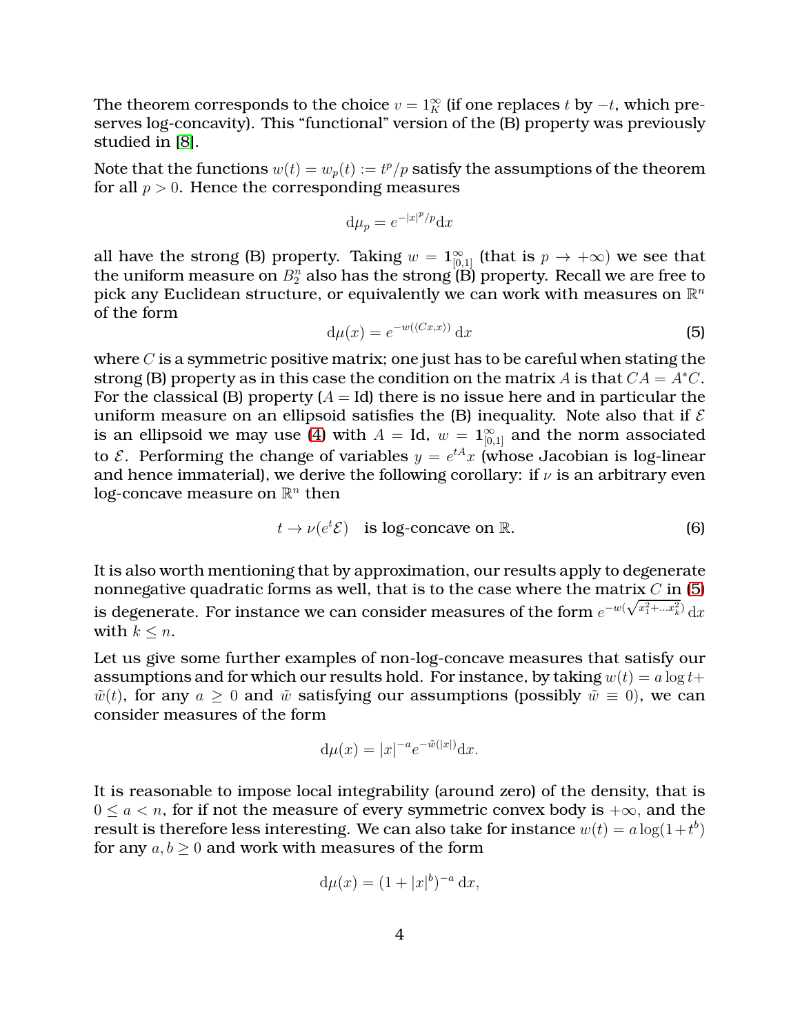The theorem corresponds to the choice $v = 1_K^\infty$ (if one replaces $t$ by $-t$, which preserves log-concavity). This "functional" version of the (B) property was previously studied in [8].

Note that the functions $w(t) = w_p(t) := t^p/p$ satisfy the assumptions of the theorem for all $p > 0$. Hence the corresponding measures

$$\mathrm{d}\mu_p = e^{-|x|^p/p}\mathrm{d}x$$

all have the strong (B) property. Taking $w = \mathbf{1}_{[0,1]}^\infty$ (that is $p \to +\infty$) we see that the uniform measure on $B_2^n$ also has the strong (B) property. Recall we are free to pick any Euclidean structure, or equivalently we can work with measures on $\mathbb{R}^n$ of the form

$$\mathrm{d}\mu(x) = e^{-w(\langle Cx,x\rangle)}\,\mathrm{d}x \tag{5}$$

where $C$ is a symmetric positive matrix; one just has to be careful when stating the strong (B) property as in this case the condition on the matrix $A$ is that $CA = A^*C$. For the classical (B) property ($A = \mathrm{Id}$) there is no issue here and in particular the uniform measure on an ellipsoid satisfies the (B) inequality. Note also that if $\mathcal{E}$ is an ellipsoid we may use (4) with $A = \mathrm{Id}$, $w = \mathbf{1}_{[0,1]}^\infty$ and the norm associated to $\mathcal{E}$. Performing the change of variables $y = e^{tA}x$ (whose Jacobian is log-linear and hence immaterial), we derive the following corollary: if $\nu$ is an arbitrary even log-concave measure on $\mathbb{R}^n$ then

$$t \to \nu(e^t\mathcal{E}) \quad \text{is log-concave on } \mathbb{R}. \tag{6}$$

It is also worth mentioning that by approximation, our results apply to degenerate nonnegative quadratic forms as well, that is to the case where the matrix $C$ in (5) is degenerate. For instance we can consider measures of the form $e^{-w(\sqrt{x_1^2+\ldots x_k^2})}\,\mathrm{d}x$ with $k \leq n$.

Let us give some further examples of non-log-concave measures that satisfy our assumptions and for which our results hold. For instance, by taking $w(t) = a\log t + \tilde{w}(t)$, for any $a \geq 0$ and $\tilde{w}$ satisfying our assumptions (possibly $\tilde{w} \equiv 0$), we can consider measures of the form

$$\mathrm{d}\mu(x) = |x|^{-a}e^{-\tilde{w}(|x|)}\mathrm{d}x.$$

It is reasonable to impose local integrability (around zero) of the density, that is $0 \leq a < n$, for if not the measure of every symmetric convex body is $+\infty$, and the result is therefore less interesting. We can also take for instance $w(t) = a\log(1+t^b)$ for any $a, b \geq 0$ and work with measures of the form

$$\mathrm{d}\mu(x) = (1+|x|^b)^{-a}\,\mathrm{d}x,$$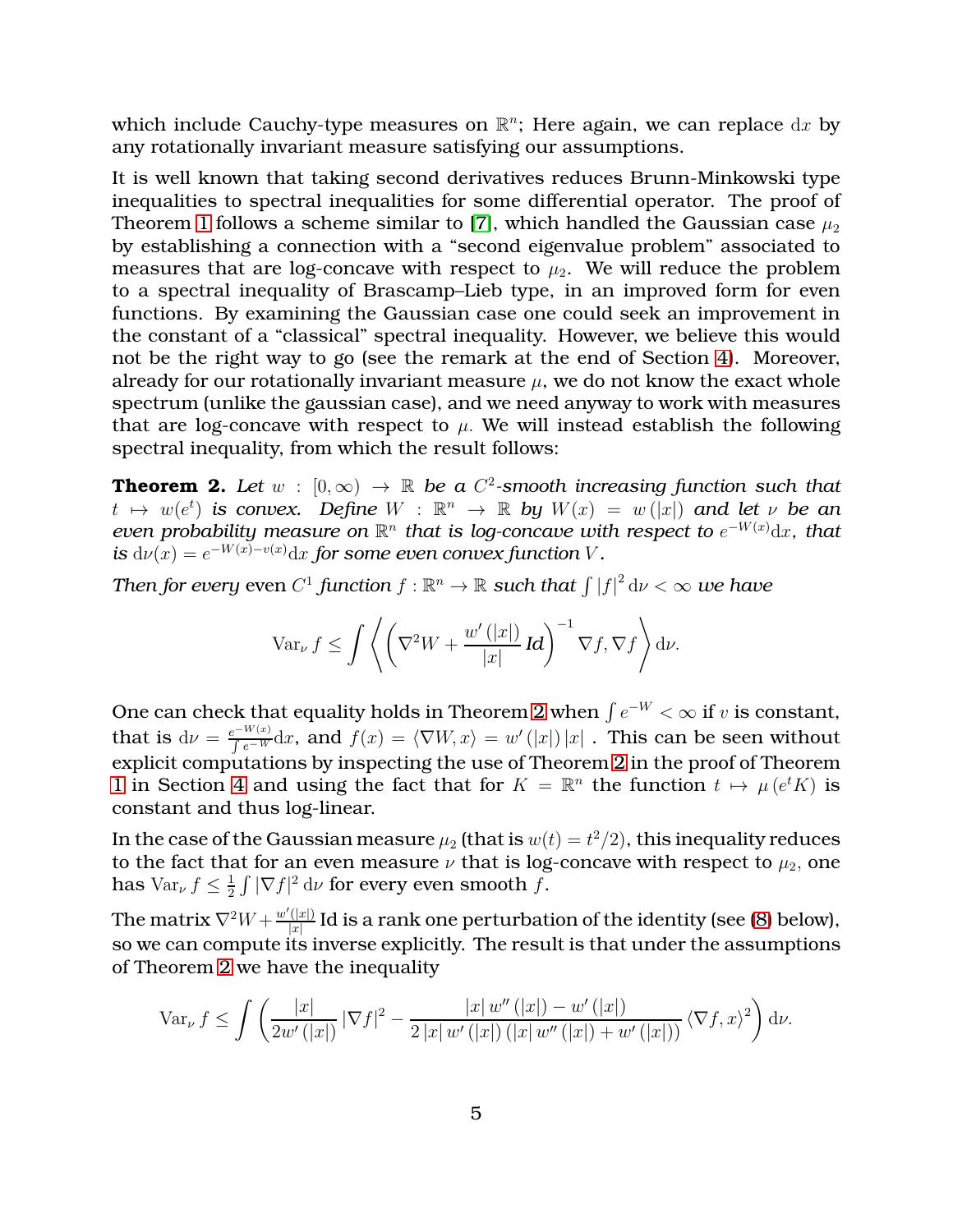which include Cauchy-type measures on $\mathbb{R}^n$; Here again, we can replace $\mathrm{d}x$ by any rotationally invariant measure satisfying our assumptions.

It is well known that taking second derivatives reduces Brunn-Minkowski type inequalities to spectral inequalities for some differential operator. The proof of Theorem 1 follows a scheme similar to [7], which handled the Gaussian case $\mu_2$ by establishing a connection with a "second eigenvalue problem" associated to measures that are log-concave with respect to $\mu_2$. We will reduce the problem to a spectral inequality of Brascamp–Lieb type, in an improved form for even functions. By examining the Gaussian case one could seek an improvement in the constant of a "classical" spectral inequality. However, we believe this would not be the right way to go (see the remark at the end of Section 4). Moreover, already for our rotationally invariant measure $\mu$, we do not know the exact whole spectrum (unlike the gaussian case), and we need anyway to work with measures that are log-concave with respect to $\mu$. We will instead establish the following spectral inequality, from which the result follows:

**Theorem 2.** *Let $w : [0, \infty) \to \mathbb{R}$ be a $C^2$-smooth increasing function such that $t \mapsto w(e^t)$ is convex. Define $W : \mathbb{R}^n \to \mathbb{R}$ by $W(x) = w(|x|)$ and let $\nu$ be an even probability measure on $\mathbb{R}^n$ that is log-concave with respect to $e^{-W(x)}\mathrm{d}x$, that is $\mathrm{d}\nu(x) = e^{-W(x)-v(x)}\mathrm{d}x$ for some even convex function $V$.*

*Then for every* even *$C^1$ function $f : \mathbb{R}^n \to \mathbb{R}$ such that $\int |f|^2 \,\mathrm{d}\nu < \infty$ we have*

$$\mathrm{Var}_\nu f \leq \int \left\langle \left( \nabla^2 W + \frac{w'(|x|)}{|x|} \mathit{Id} \right)^{-1} \nabla f, \nabla f \right\rangle \mathrm{d}\nu.$$

One can check that equality holds in Theorem 2 when $\int e^{-W} < \infty$ if $v$ is constant, that is $\mathrm{d}\nu = \frac{e^{-W(x)}}{\int e^{-W}}\mathrm{d}x$, and $f(x) = \langle \nabla W, x \rangle = w'(|x|)\,|x|$ . This can be seen without explicit computations by inspecting the use of Theorem 2 in the proof of Theorem 1 in Section 4 and using the fact that for $K = \mathbb{R}^n$ the function $t \mapsto \mu(e^t K)$ is constant and thus log-linear.

In the case of the Gaussian measure $\mu_2$ (that is $w(t) = t^2/2$), this inequality reduces to the fact that for an even measure $\nu$ that is log-concave with respect to $\mu_2$, one has $\mathrm{Var}_\nu f \leq \frac{1}{2}\int |\nabla f|^2 \,\mathrm{d}\nu$ for every even smooth $f$.

The matrix $\nabla^2 W + \frac{w'(|x|)}{|x|}\,\mathrm{Id}$ is a rank one perturbation of the identity (see (8) below), so we can compute its inverse explicitly. The result is that under the assumptions of Theorem 2 we have the inequality

$$\mathrm{Var}_\nu f \leq \int \left( \frac{|x|}{2w'(|x|)} |\nabla f|^2 - \frac{|x|\,w''(|x|) - w'(|x|)}{2\,|x|\,w'(|x|)\,(|x|\,w''(|x|) + w'(|x|))} \langle \nabla f, x \rangle^2 \right) \mathrm{d}\nu.$$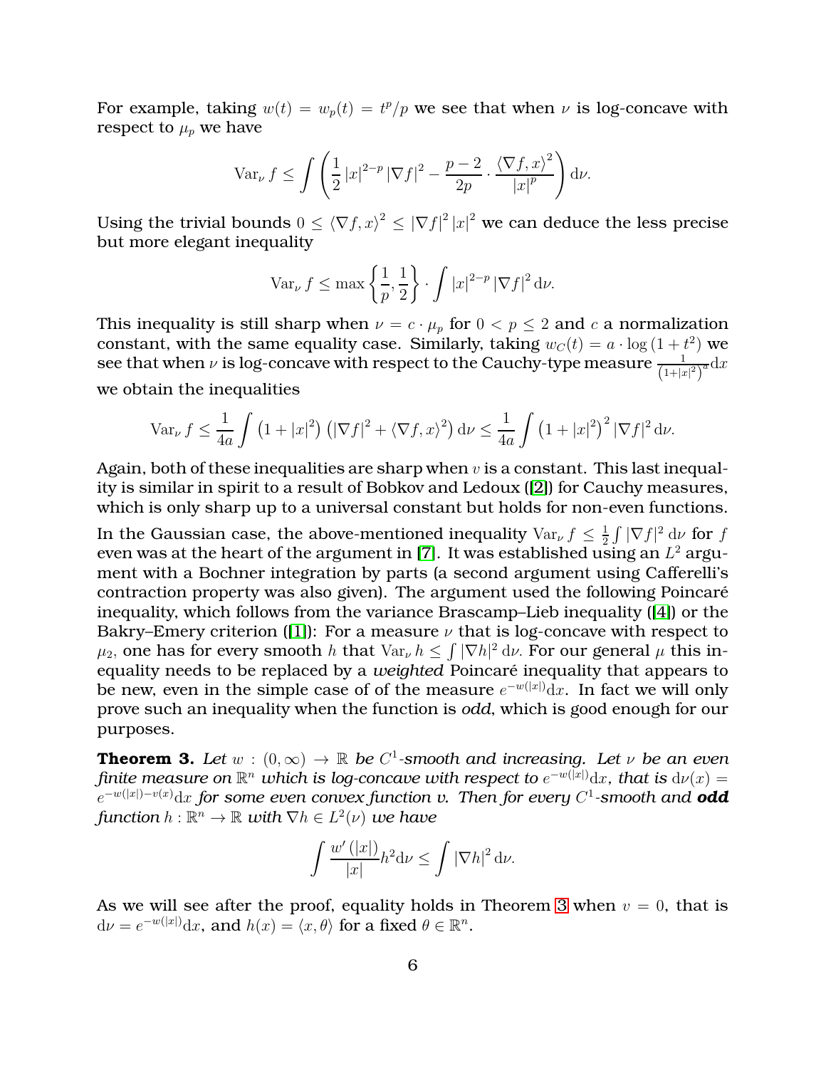For example, taking $w(t) = w_p(t) = t^p/p$ we see that when $\nu$ is log-concave with respect to $\mu_p$ we have

$$\mathrm{Var}_\nu f \leq \int \left( \frac{1}{2} |x|^{2-p} |\nabla f|^2 - \frac{p-2}{2p} \cdot \frac{\langle \nabla f, x\rangle^2}{|x|^p} \right) \mathrm{d}\nu.$$

Using the trivial bounds $0 \leq \langle \nabla f, x\rangle^2 \leq |\nabla f|^2 |x|^2$ we can deduce the less precise but more elegant inequality

$$\mathrm{Var}_\nu f \leq \max\left\{ \frac{1}{p}, \frac{1}{2} \right\} \cdot \int |x|^{2-p} |\nabla f|^2 \mathrm{d}\nu.$$

This inequality is still sharp when $\nu = c \cdot \mu_p$ for $0 < p \leq 2$ and $c$ a normalization constant, with the same equality case. Similarly, taking $w_C(t) = a \cdot \log\left(1 + t^2\right)$ we see that when $\nu$ is log-concave with respect to the Cauchy-type measure $\frac{1}{\left(1+|x|^2\right)^a}\mathrm{d}x$ we obtain the inequalities

$$\mathrm{Var}_\nu f \leq \frac{1}{4a} \int \left(1 + |x|^2\right)\left(|\nabla f|^2 + \langle \nabla f, x\rangle^2\right) \mathrm{d}\nu \leq \frac{1}{4a} \int \left(1 + |x|^2\right)^2 |\nabla f|^2 \mathrm{d}\nu.$$

Again, both of these inequalities are sharp when $v$ is a constant. This last inequality is similar in spirit to a result of Bobkov and Ledoux ([2]) for Cauchy measures, which is only sharp up to a universal constant but holds for non-even functions.

In the Gaussian case, the above-mentioned inequality $\mathrm{Var}_\nu f \leq \frac{1}{2} \int |\nabla f|^2 \mathrm{d}\nu$ for $f$ even was at the heart of the argument in [7]. It was established using an $L^2$ argument with a Bochner integration by parts (a second argument using Cafferelli's contraction property was also given). The argument used the following Poincaré inequality, which follows from the variance Brascamp–Lieb inequality ([4]) or the Bakry–Emery criterion ([1]): For a measure $\nu$ that is log-concave with respect to $\mu_2$, one has for every smooth $h$ that $\mathrm{Var}_\nu h \leq \int |\nabla h|^2 \mathrm{d}\nu$. For our general $\mu$ this inequality needs to be replaced by a *weighted* Poincaré inequality that appears to be new, even in the simple case of of the measure $e^{-w(|x|)}\mathrm{d}x$. In fact we will only prove such an inequality when the function is *odd*, which is good enough for our purposes.

**Theorem 3.** *Let $w : (0, \infty) \to \mathbb{R}$ be $C^1$-smooth and increasing. Let $\nu$ be an even finite measure on $\mathbb{R}^n$ which is log-concave with respect to $e^{-w(|x|)}\mathrm{d}x$, that is $\mathrm{d}\nu(x) = e^{-w(|x|)-v(x)}\mathrm{d}x$ for some even convex function $v$. Then for every $C^1$-smooth and* ***odd*** *function $h : \mathbb{R}^n \to \mathbb{R}$ with $\nabla h \in L^2(\nu)$ we have*

$$\int \frac{w'(|x|)}{|x|} h^2 \mathrm{d}\nu \leq \int |\nabla h|^2 \mathrm{d}\nu.$$

As we will see after the proof, equality holds in Theorem 3 when $v = 0$, that is $\mathrm{d}\nu = e^{-w(|x|)}\mathrm{d}x$, and $h(x) = \langle x, \theta\rangle$ for a fixed $\theta \in \mathbb{R}^n$.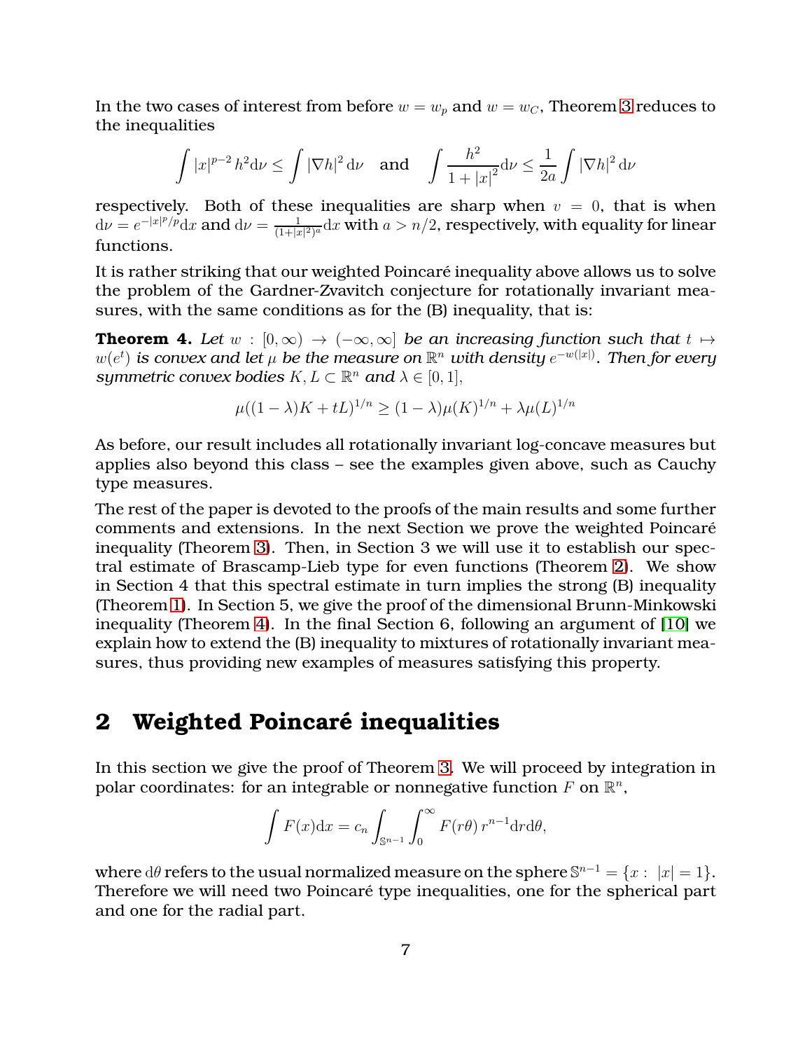In the two cases of interest from before $w = w_p$ and $w = w_C$, Theorem 3 reduces to the inequalities

$$\int |x|^{p-2} h^2 \mathrm{d}\nu \leq \int |\nabla h|^2 \mathrm{d}\nu \quad \text{and} \quad \int \frac{h^2}{1+|x|^2} \mathrm{d}\nu \leq \frac{1}{2a} \int |\nabla h|^2 \mathrm{d}\nu$$

respectively. Both of these inequalities are sharp when $v = 0$, that is when $\mathrm{d}\nu = e^{-|x|^p/p}\mathrm{d}x$ and $\mathrm{d}\nu = \frac{1}{(1+|x|^2)^a}\mathrm{d}x$ with $a > n/2$, respectively, with equality for linear functions.

It is rather striking that our weighted Poincaré inequality above allows us to solve the problem of the Gardner-Zvavitch conjecture for rotationally invariant measures, with the same conditions as for the (B) inequality, that is:

**Theorem 4.** *Let $w : [0, \infty) \to (-\infty, \infty]$ be an increasing function such that $t \mapsto w(e^t)$ is convex and let $\mu$ be the measure on $\mathbb{R}^n$ with density $e^{-w(|x|)}$. Then for every symmetric convex bodies $K, L \subset \mathbb{R}^n$ and $\lambda \in [0, 1]$,*

$$\mu((1-\lambda)K + tL)^{1/n} \geq (1-\lambda)\mu(K)^{1/n} + \lambda\mu(L)^{1/n}$$

As before, our result includes all rotationally invariant log-concave measures but applies also beyond this class – see the examples given above, such as Cauchy type measures.

The rest of the paper is devoted to the proofs of the main results and some further comments and extensions. In the next Section we prove the weighted Poincaré inequality (Theorem 3). Then, in Section 3 we will use it to establish our spectral estimate of Brascamp-Lieb type for even functions (Theorem 2). We show in Section 4 that this spectral estimate in turn implies the strong (B) inequality (Theorem 1). In Section 5, we give the proof of the dimensional Brunn-Minkowski inequality (Theorem 4). In the final Section 6, following an argument of [10] we explain how to extend the (B) inequality to mixtures of rotationally invariant measures, thus providing new examples of measures satisfying this property.

## 2 Weighted Poincaré inequalities

In this section we give the proof of Theorem 3. We will proceed by integration in polar coordinates: for an integrable or nonnegative function $F$ on $\mathbb{R}^n$,

$$\int F(x)\mathrm{d}x = c_n \int_{\mathbb{S}^{n-1}} \int_0^\infty F(r\theta)\, r^{n-1} \mathrm{d}r \mathrm{d}\theta,$$

where $\mathrm{d}\theta$ refers to the usual normalized measure on the sphere $\mathbb{S}^{n-1} = \{x : |x| = 1\}$. Therefore we will need two Poincaré type inequalities, one for the spherical part and one for the radial part.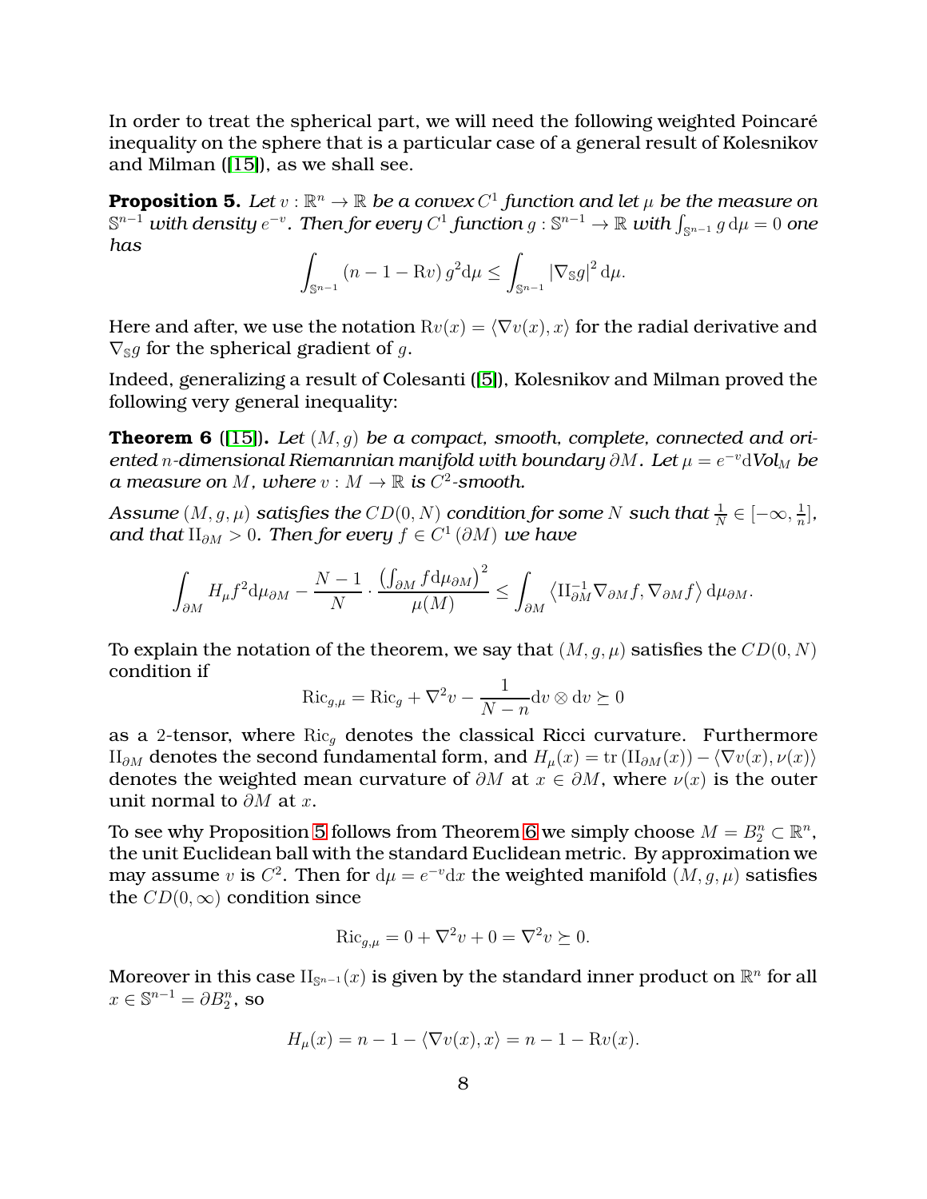In order to treat the spherical part, we will need the following weighted Poincaré inequality on the sphere that is a particular case of a general result of Kolesnikov and Milman ([15]), as we shall see.

**Proposition 5.** *Let $v : \mathbb{R}^n \to \mathbb{R}$ be a convex $C^1$ function and let $\mu$ be the measure on $\mathbb{S}^{n-1}$ with density $e^{-v}$. Then for every $C^1$ function $g : \mathbb{S}^{n-1} \to \mathbb{R}$ with $\int_{\mathbb{S}^{n-1}} g \, \mathrm{d}\mu = 0$ one has*

$$\int_{\mathbb{S}^{n-1}} (n - 1 - \mathrm{R}v) \, g^2 \mathrm{d}\mu \leq \int_{\mathbb{S}^{n-1}} |\nabla_{\mathbb{S}} g|^2 \, \mathrm{d}\mu.$$

Here and after, we use the notation $\mathrm{R}v(x) = \langle \nabla v(x), x \rangle$ for the radial derivative and $\nabla_{\mathbb{S}} g$ for the spherical gradient of $g$.

Indeed, generalizing a result of Colesanti ([5]), Kolesnikov and Milman proved the following very general inequality:

**Theorem 6** **([15]).** *Let $(M, g)$ be a compact, smooth, complete, connected and oriented $n$-dimensional Riemannian manifold with boundary $\partial M$. Let $\mu = e^{-v} \mathrm{d}Vol_M$ be a measure on $M$, where $v : M \to \mathbb{R}$ is $C^2$-smooth.*

*Assume $(M, g, \mu)$ satisfies the $CD(0, N)$ condition for some $N$ such that $\frac{1}{N} \in [-\infty, \frac{1}{n}]$, and that $\mathrm{II}_{\partial M} > 0$. Then for every $f \in C^1(\partial M)$ we have*

$$\int_{\partial M} H_\mu f^2 \mathrm{d}\mu_{\partial M} - \frac{N-1}{N} \cdot \frac{\left( \int_{\partial M} f \mathrm{d}\mu_{\partial M} \right)^2}{\mu(M)} \leq \int_{\partial M} \left\langle \mathrm{II}_{\partial M}^{-1} \nabla_{\partial M} f, \nabla_{\partial M} f \right\rangle \mathrm{d}\mu_{\partial M}.$$

To explain the notation of the theorem, we say that $(M, g, \mu)$ satisfies the $CD(0, N)$ condition if

$$\mathrm{Ric}_{g,\mu} = \mathrm{Ric}_g + \nabla^2 v - \frac{1}{N-n} \mathrm{d}v \otimes \mathrm{d}v \succeq 0$$

as a 2-tensor, where $\mathrm{Ric}_g$ denotes the classical Ricci curvature. Furthermore $\mathrm{II}_{\partial M}$ denotes the second fundamental form, and $H_\mu(x) = \mathrm{tr}\left(\mathrm{II}_{\partial M}(x)\right) - \langle \nabla v(x), \nu(x) \rangle$ denotes the weighted mean curvature of $\partial M$ at $x \in \partial M$, where $\nu(x)$ is the outer unit normal to $\partial M$ at $x$.

To see why Proposition 5 follows from Theorem 6 we simply choose $M = B_2^n \subset \mathbb{R}^n$, the unit Euclidean ball with the standard Euclidean metric. By approximation we may assume $v$ is $C^2$. Then for $\mathrm{d}\mu = e^{-v}\mathrm{d}x$ the weighted manifold $(M, g, \mu)$ satisfies the $CD(0, \infty)$ condition since

$$\mathrm{Ric}_{g,\mu} = 0 + \nabla^2 v + 0 = \nabla^2 v \succeq 0.$$

Moreover in this case $\mathrm{II}_{\mathbb{S}^{n-1}}(x)$ is given by the standard inner product on $\mathbb{R}^n$ for all $x \in \mathbb{S}^{n-1} = \partial B_2^n$, so

$$H_\mu(x) = n - 1 - \langle \nabla v(x), x \rangle = n - 1 - \mathrm{R}v(x).$$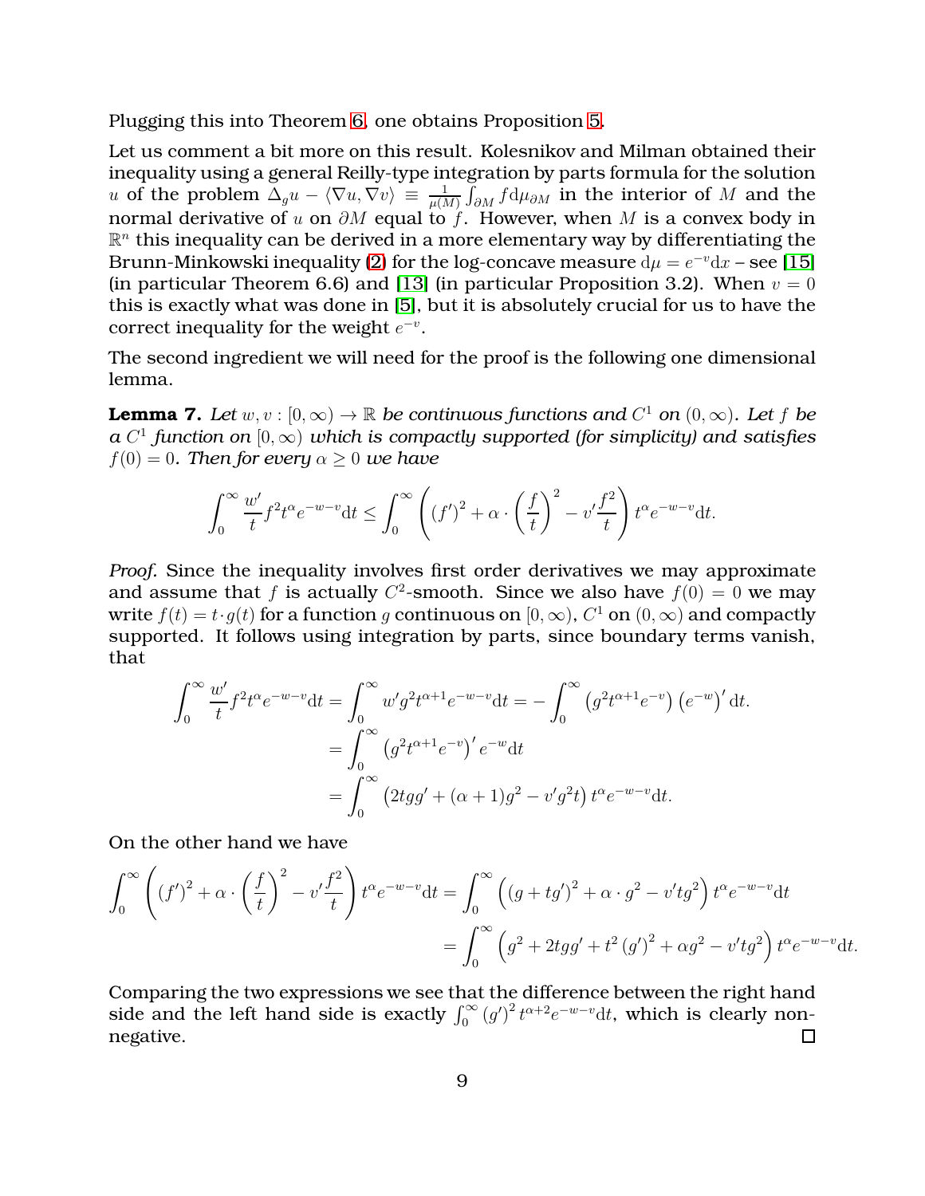Plugging this into Theorem 6, one obtains Proposition 5.

Let us comment a bit more on this result. Kolesnikov and Milman obtained their inequality using a general Reilly-type integration by parts formula for the solution $u$ of the problem $\Delta_g u - \langle \nabla u, \nabla v\rangle \equiv \frac{1}{\mu(M)}\int_{\partial M} f \mathrm{d}\mu_{\partial M}$ in the interior of $M$ and the normal derivative of $u$ on $\partial M$ equal to $f$. However, when $M$ is a convex body in $\mathbb{R}^n$ this inequality can be derived in a more elementary way by differentiating the Brunn-Minkowski inequality (2) for the log-concave measure $\mathrm{d}\mu = e^{-v}\mathrm{d}x$ – see [15] (in particular Theorem 6.6) and [13] (in particular Proposition 3.2). When $v = 0$ this is exactly what was done in [5], but it is absolutely crucial for us to have the correct inequality for the weight $e^{-v}$.

The second ingredient we will need for the proof is the following one dimensional lemma.

**Lemma 7.** *Let $w, v : [0,\infty) \to \mathbb{R}$ be continuous functions and $C^1$ on $(0,\infty)$. Let $f$ be a $C^1$ function on $[0,\infty)$ which is compactly supported (for simplicity) and satisfies $f(0) = 0$. Then for every $\alpha \geq 0$ we have*

$$\int_0^\infty \frac{w'}{t} f^2 t^\alpha e^{-w-v}\mathrm{d}t \leq \int_0^\infty \left( (f')^2 + \alpha \cdot \left(\frac{f}{t}\right)^2 - v'\frac{f^2}{t}\right) t^\alpha e^{-w-v}\mathrm{d}t.$$

*Proof.* Since the inequality involves first order derivatives we may approximate and assume that $f$ is actually $C^2$-smooth. Since we also have $f(0) = 0$ we may write $f(t) = t\cdot g(t)$ for a function $g$ continuous on $[0,\infty)$, $C^1$ on $(0,\infty)$ and compactly supported. It follows using integration by parts, since boundary terms vanish, that

$$\begin{aligned}
\int_0^\infty \frac{w'}{t} f^2 t^\alpha e^{-w-v}\mathrm{d}t &= \int_0^\infty w' g^2 t^{\alpha+1} e^{-w-v}\mathrm{d}t = -\int_0^\infty \left(g^2 t^{\alpha+1} e^{-v}\right)\left(e^{-w}\right)'\mathrm{d}t. \\
&= \int_0^\infty \left(g^2 t^{\alpha+1} e^{-v}\right)' e^{-w}\mathrm{d}t \\
&= \int_0^\infty \left(2tgg' + (\alpha+1)g^2 - v'g^2 t\right) t^\alpha e^{-w-v}\mathrm{d}t.
\end{aligned}$$

On the other hand we have

$$\begin{aligned}
\int_0^\infty \left( (f')^2 + \alpha\cdot\left(\frac{f}{t}\right)^2 - v'\frac{f^2}{t}\right) t^\alpha e^{-w-v}\mathrm{d}t &= \int_0^\infty \left( (g + tg')^2 + \alpha\cdot g^2 - v'tg^2\right) t^\alpha e^{-w-v}\mathrm{d}t \\
&= \int_0^\infty \left( g^2 + 2tgg' + t^2\left(g'\right)^2 + \alpha g^2 - v'tg^2\right) t^\alpha e^{-w-v}\mathrm{d}t.
\end{aligned}$$

Comparing the two expressions we see that the difference between the right hand side and the left hand side is exactly $\int_0^\infty (g')^2 t^{\alpha+2} e^{-w-v}\mathrm{d}t$, which is clearly non-negative. $\square$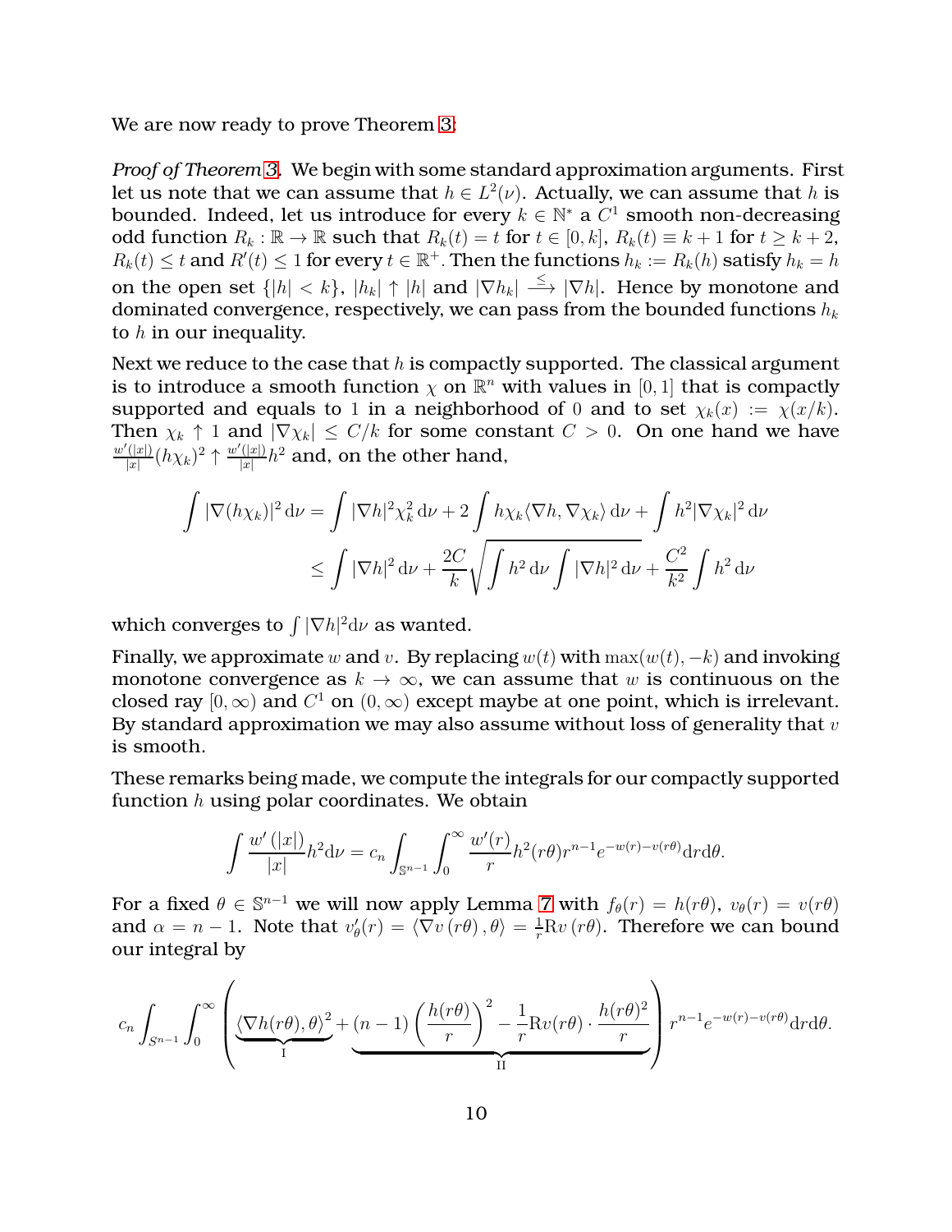We are now ready to prove Theorem 3:

*Proof of Theorem 3.* We begin with some standard approximation arguments. First let us note that we can assume that $h \in L^2(\nu)$. Actually, we can assume that $h$ is bounded. Indeed, let us introduce for every $k \in \mathbb{N}^*$ a $C^1$ smooth non-decreasing odd function $R_k : \mathbb{R} \to \mathbb{R}$ such that $R_k(t) = t$ for $t \in [0, k]$, $R_k(t) \equiv k+1$ for $t \geq k+2$, $R_k(t) \leq t$ and $R'(t) \leq 1$ for every $t \in \mathbb{R}^+$. Then the functions $h_k := R_k(h)$ satisfy $h_k = h$ on the open set $\{|h| < k\}$, $|h_k| \uparrow |h|$ and $|\nabla h_k| \xrightarrow{\leq} |\nabla h|$. Hence by monotone and dominated convergence, respectively, we can pass from the bounded functions $h_k$ to $h$ in our inequality.

Next we reduce to the case that $h$ is compactly supported. The classical argument is to introduce a smooth function $\chi$ on $\mathbb{R}^n$ with values in $[0, 1]$ that is compactly supported and equals to 1 in a neighborhood of 0 and to set $\chi_k(x) := \chi(x/k)$. Then $\chi_k \uparrow 1$ and $|\nabla \chi_k| \leq C/k$ for some constant $C > 0$. On one hand we have $\frac{w'(|x|)}{|x|}(h\chi_k)^2 \uparrow \frac{w'(|x|)}{|x|}h^2$ and, on the other hand,

$$
\begin{aligned}
\int |\nabla(h\chi_k)|^2 \, \mathrm{d}\nu &= \int |\nabla h|^2 \chi_k^2 \, \mathrm{d}\nu + 2\int h\chi_k \langle \nabla h, \nabla \chi_k \rangle \, \mathrm{d}\nu + \int h^2 |\nabla \chi_k|^2 \, \mathrm{d}\nu \\
&\leq \int |\nabla h|^2 \, \mathrm{d}\nu + \frac{2C}{k}\sqrt{\int h^2 \, \mathrm{d}\nu \int |\nabla h|^2 \, \mathrm{d}\nu} + \frac{C^2}{k^2}\int h^2 \, \mathrm{d}\nu
\end{aligned}
$$

which converges to $\int |\nabla h|^2 \mathrm{d}\nu$ as wanted.

Finally, we approximate $w$ and $v$. By replacing $w(t)$ with $\max(w(t), -k)$ and invoking monotone convergence as $k \to \infty$, we can assume that $w$ is continuous on the closed ray $[0, \infty)$ and $C^1$ on $(0, \infty)$ except maybe at one point, which is irrelevant. By standard approximation we may also assume without loss of generality that $v$ is smooth.

These remarks being made, we compute the integrals for our compactly supported function $h$ using polar coordinates. We obtain

$$
\int \frac{w'(|x|)}{|x|} h^2 \mathrm{d}\nu = c_n \int_{\mathbb{S}^{n-1}} \int_0^\infty \frac{w'(r)}{r} h^2(r\theta) r^{n-1} e^{-w(r)-v(r\theta)} \mathrm{d}r \mathrm{d}\theta.
$$

For a fixed $\theta \in \mathbb{S}^{n-1}$ we will now apply Lemma 7 with $f_\theta(r) = h(r\theta)$, $v_\theta(r) = v(r\theta)$ and $\alpha = n-1$. Note that $v_\theta'(r) = \langle \nabla v(r\theta), \theta \rangle = \frac{1}{r}\mathrm{R}v(r\theta)$. Therefore we can bound our integral by

$$
c_n \int_{S^{n-1}} \int_0^\infty \left( \underbrace{\langle \nabla h(r\theta), \theta \rangle^2}_{\mathrm{I}} + \underbrace{(n-1)\left(\frac{h(r\theta)}{r}\right)^2 - \frac{1}{r}\mathrm{R}v(r\theta) \cdot \frac{h(r\theta)^2}{r}}_{\mathrm{II}} \right) r^{n-1} e^{-w(r)-v(r\theta)} \mathrm{d}r \mathrm{d}\theta.
$$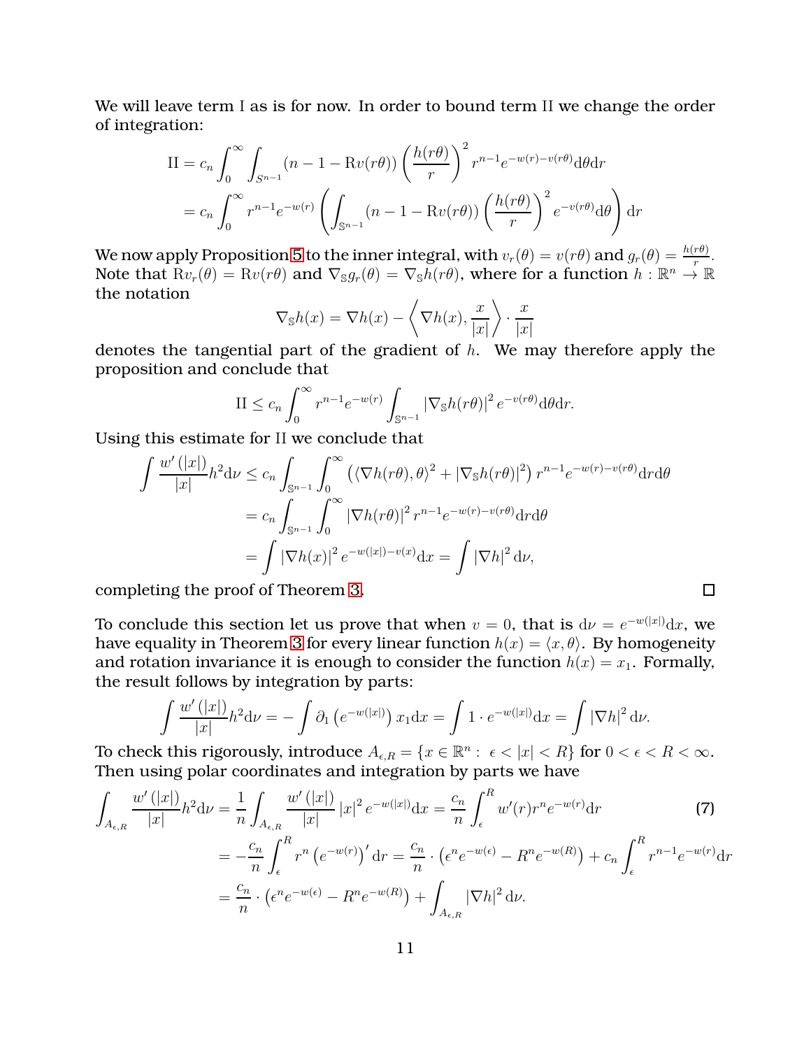We will leave term I as is for now. In order to bound term II we change the order of integration:

$$\mathrm{II} = c_n \int_0^\infty \int_{S^{n-1}} (n-1-\mathrm{R}v(r\theta)) \left(\frac{h(r\theta)}{r}\right)^2 r^{n-1} e^{-w(r)-v(r\theta)} \mathrm{d}\theta \mathrm{d}r$$
$$= c_n \int_0^\infty r^{n-1} e^{-w(r)} \left( \int_{\mathbb{S}^{n-1}} (n-1-\mathrm{R}v(r\theta)) \left(\frac{h(r\theta)}{r}\right)^2 e^{-v(r\theta)} \mathrm{d}\theta \right) \mathrm{d}r$$

We now apply Proposition 5 to the inner integral, with $v_r(\theta) = v(r\theta)$ and $g_r(\theta) = \frac{h(r\theta)}{r}$. Note that $\mathrm{R}v_r(\theta) = \mathrm{R}v(r\theta)$ and $\nabla_{\mathbb{S}} g_r(\theta) = \nabla_{\mathbb{S}} h(r\theta)$, where for a function $h : \mathbb{R}^n \to \mathbb{R}$ the notation

$$\nabla_{\mathbb{S}} h(x) = \nabla h(x) - \left\langle \nabla h(x), \frac{x}{|x|} \right\rangle \cdot \frac{x}{|x|}$$

denotes the tangential part of the gradient of $h$. We may therefore apply the proposition and conclude that

$$\mathrm{II} \leq c_n \int_0^\infty r^{n-1} e^{-w(r)} \int_{\mathbb{S}^{n-1}} |\nabla_{\mathbb{S}} h(r\theta)|^2 e^{-v(r\theta)} \mathrm{d}\theta \mathrm{d}r.$$

Using this estimate for II we conclude that

$$\int \frac{w'(|x|)}{|x|} h^2 \mathrm{d}\nu \leq c_n \int_{\mathbb{S}^{n-1}} \int_0^\infty \left( \langle \nabla h(r\theta), \theta \rangle^2 + |\nabla_{\mathbb{S}} h(r\theta)|^2 \right) r^{n-1} e^{-w(r)-v(r\theta)} \mathrm{d}r \mathrm{d}\theta$$
$$= c_n \int_{\mathbb{S}^{n-1}} \int_0^\infty |\nabla h(r\theta)|^2 r^{n-1} e^{-w(r)-v(r\theta)} \mathrm{d}r \mathrm{d}\theta$$
$$= \int |\nabla h(x)|^2 e^{-w(|x|)-v(x)} \mathrm{d}x = \int |\nabla h|^2 \mathrm{d}\nu,$$

completing the proof of Theorem 3. $\square$

To conclude this section let us prove that when $v = 0$, that is $\mathrm{d}\nu = e^{-w(|x|)}\mathrm{d}x$, we have equality in Theorem 3 for every linear function $h(x) = \langle x, \theta \rangle$. By homogeneity and rotation invariance it is enough to consider the function $h(x) = x_1$. Formally, the result follows by integration by parts:

$$\int \frac{w'(|x|)}{|x|} h^2 \mathrm{d}\nu = -\int \partial_1 \left(e^{-w(|x|)}\right) x_1 \mathrm{d}x = \int 1 \cdot e^{-w(|x|)} \mathrm{d}x = \int |\nabla h|^2 \mathrm{d}\nu.$$

To check this rigorously, introduce $A_{\epsilon,R} = \{x \in \mathbb{R}^n : \ \epsilon < |x| < R\}$ for $0 < \epsilon < R < \infty$. Then using polar coordinates and integration by parts we have

$$\int_{A_{\epsilon,R}} \frac{w'(|x|)}{|x|} h^2 \mathrm{d}\nu = \frac{1}{n} \int_{A_{\epsilon,R}} \frac{w'(|x|)}{|x|} |x|^2 e^{-w(|x|)} \mathrm{d}x = \frac{c_n}{n} \int_\epsilon^R w'(r) r^n e^{-w(r)} \mathrm{d}r \tag{7}$$
$$= -\frac{c_n}{n} \int_\epsilon^R r^n \left(e^{-w(r)}\right)' \mathrm{d}r = \frac{c_n}{n} \cdot \left(\epsilon^n e^{-w(\epsilon)} - R^n e^{-w(R)}\right) + c_n \int_\epsilon^R r^{n-1} e^{-w(r)} \mathrm{d}r$$
$$= \frac{c_n}{n} \cdot \left(\epsilon^n e^{-w(\epsilon)} - R^n e^{-w(R)}\right) + \int_{A_{\epsilon,R}} |\nabla h|^2 \mathrm{d}\nu.$$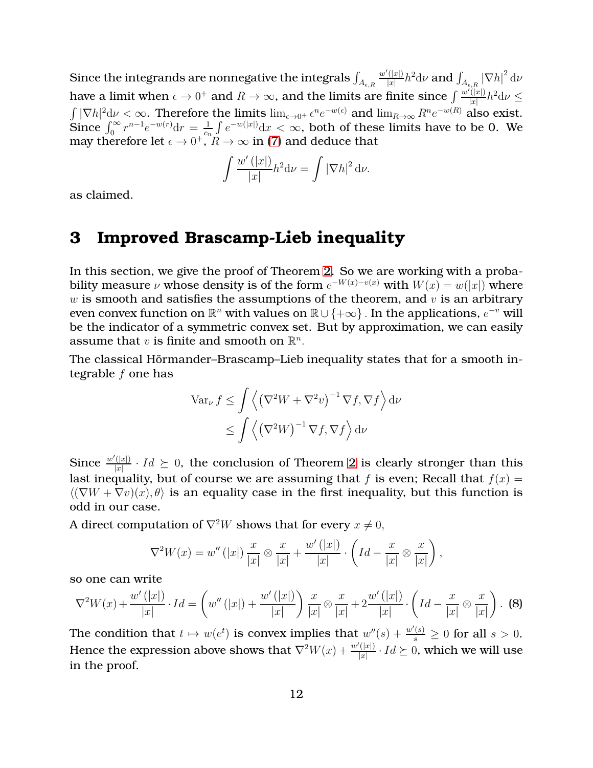Since the integrands are nonnegative the integrals $\int_{A_{\epsilon,R}} \frac{w'(|x|)}{|x|} h^2 \mathrm{d}\nu$ and $\int_{A_{\epsilon,R}} |\nabla h|^2 \mathrm{d}\nu$ have a limit when $\epsilon \to 0^+$ and $R \to \infty$, and the limits are finite since $\int \frac{w'(|x|)}{|x|} h^2 \mathrm{d}\nu \leq \int |\nabla h|^2 \mathrm{d}\nu < \infty$. Therefore the limits $\lim_{\epsilon \to 0^+} \epsilon^n e^{-w(\epsilon)}$ and $\lim_{R\to\infty} R^n e^{-w(R)}$ also exist. Since $\int_0^\infty r^{n-1} e^{-w(r)} \mathrm{d}r = \frac{1}{c_n} \int e^{-w(|x|)} \mathrm{d}x < \infty$, both of these limits have to be 0. We may therefore let $\epsilon \to 0^+$, $R \to \infty$ in (7) and deduce that

$$\int \frac{w'(|x|)}{|x|} h^2 \mathrm{d}\nu = \int |\nabla h|^2 \mathrm{d}\nu.$$

as claimed.

# 3 Improved Brascamp-Lieb inequality

In this section, we give the proof of Theorem 2. So we are working with a probability measure $\nu$ whose density is of the form $e^{-W(x)-v(x)}$ with $W(x) = w(|x|)$ where $w$ is smooth and satisfies the assumptions of the theorem, and $v$ is an arbitrary even convex function on $\mathbb{R}^n$ with values on $\mathbb{R} \cup \{+\infty\}$. In the applications, $e^{-v}$ will be the indicator of a symmetric convex set. But by approximation, we can easily assume that $v$ is finite and smooth on $\mathbb{R}^n$.

The classical Hörmander–Brascamp–Lieb inequality states that for a smooth integrable $f$ one has

$$\begin{aligned}
\mathrm{Var}_\nu f &\leq \int \left\langle \left(\nabla^2 W + \nabla^2 v\right)^{-1} \nabla f, \nabla f \right\rangle \mathrm{d}\nu \\
&\leq \int \left\langle \left(\nabla^2 W\right)^{-1} \nabla f, \nabla f \right\rangle \mathrm{d}\nu
\end{aligned}$$

Since $\frac{w'(|x|)}{|x|} \cdot Id \succeq 0$, the conclusion of Theorem 2 is clearly stronger than this last inequality, but of course we are assuming that $f$ is even; Recall that $f(x) = \langle (\nabla W + \nabla v)(x), \theta \rangle$ is an equality case in the first inequality, but this function is odd in our case.

A direct computation of $\nabla^2 W$ shows that for every $x \neq 0$,

$$\nabla^2 W(x) = w''(|x|) \frac{x}{|x|} \otimes \frac{x}{|x|} + \frac{w'(|x|)}{|x|} \cdot \left( Id - \frac{x}{|x|} \otimes \frac{x}{|x|} \right),$$

so one can write

$$\nabla^2 W(x) + \frac{w'(|x|)}{|x|} \cdot Id = \left( w''(|x|) + \frac{w'(|x|)}{|x|} \right) \frac{x}{|x|} \otimes \frac{x}{|x|} + 2 \frac{w'(|x|)}{|x|} \cdot \left( Id - \frac{x}{|x|} \otimes \frac{x}{|x|} \right). \quad (8)$$

The condition that $t \mapsto w(e^t)$ is convex implies that $w''(s) + \frac{w'(s)}{s} \geq 0$ for all $s > 0$. Hence the expression above shows that $\nabla^2 W(x) + \frac{w'(|x|)}{|x|} \cdot Id \succeq 0$, which we will use in the proof.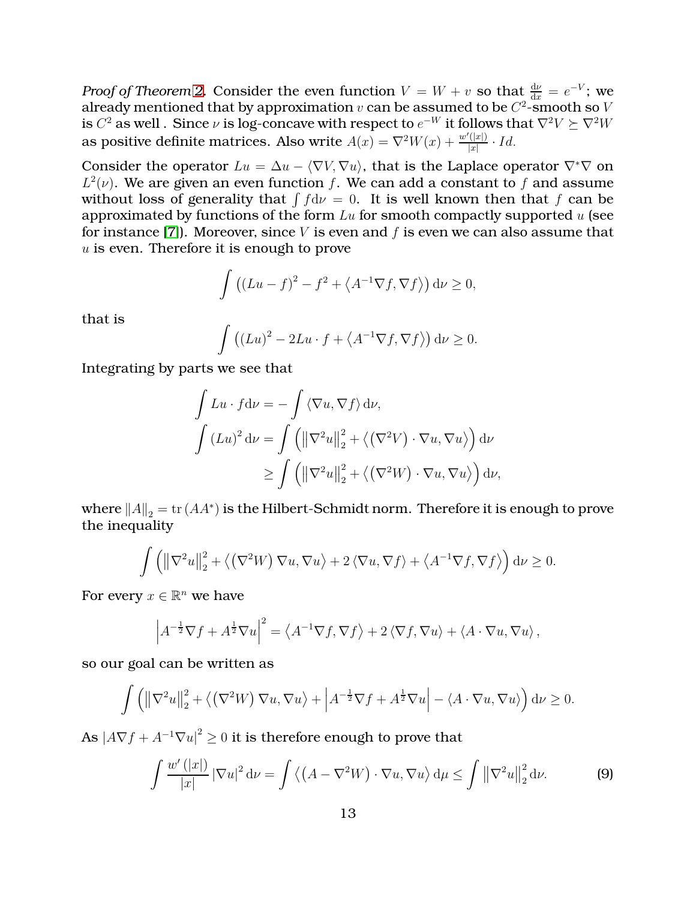*Proof of Theorem 2.* Consider the even function $V = W + v$ so that $\frac{\mathrm{d}\nu}{\mathrm{d}x} = e^{-V}$; we already mentioned that by approximation $v$ can be assumed to be $C^2$-smooth so $V$ is $C^2$ as well . Since $\nu$ is log-concave with respect to $e^{-W}$ it follows that $\nabla^2 V \succeq \nabla^2 W$ as positive definite matrices. Also write $A(x) = \nabla^2 W(x) + \frac{w'(|x|)}{|x|} \cdot Id$.

Consider the operator $Lu = \Delta u - \langle \nabla V, \nabla u \rangle$, that is the Laplace operator $\nabla^* \nabla$ on $L^2(\nu)$. We are given an even function $f$. We can add a constant to $f$ and assume without loss of generality that $\int f \mathrm{d}\nu = 0$. It is well known then that $f$ can be approximated by functions of the form $Lu$ for smooth compactly supported $u$ (see for instance [7]). Moreover, since $V$ is even and $f$ is even we can also assume that $u$ is even. Therefore it is enough to prove

$$\int \left( (Lu - f)^2 - f^2 + \left\langle A^{-1} \nabla f, \nabla f \right\rangle \right) \mathrm{d}\nu \geq 0,$$

that is

$$\int \left( (Lu)^2 - 2Lu \cdot f + \left\langle A^{-1} \nabla f, \nabla f \right\rangle \right) \mathrm{d}\nu \geq 0.$$

Integrating by parts we see that

$$\begin{aligned}
\int Lu \cdot f \mathrm{d}\nu &= - \int \langle \nabla u, \nabla f \rangle \mathrm{d}\nu, \\
\int (Lu)^2 \mathrm{d}\nu &= \int \left( \left\| \nabla^2 u \right\|_2^2 + \left\langle \left( \nabla^2 V \right) \cdot \nabla u, \nabla u \right\rangle \right) \mathrm{d}\nu \\
&\geq \int \left( \left\| \nabla^2 u \right\|_2^2 + \left\langle \left( \nabla^2 W \right) \cdot \nabla u, \nabla u \right\rangle \right) \mathrm{d}\nu,
\end{aligned}$$

where $\|A\|_2 = \mathrm{tr}\,(AA^*)$ is the Hilbert-Schmidt norm. Therefore it is enough to prove the inequality

$$\int \left( \left\| \nabla^2 u \right\|_2^2 + \left\langle \left( \nabla^2 W \right) \nabla u, \nabla u \right\rangle + 2 \langle \nabla u, \nabla f \rangle + \left\langle A^{-1} \nabla f, \nabla f \right\rangle \right) \mathrm{d}\nu \geq 0.$$

For every $x \in \mathbb{R}^n$ we have

$$\left| A^{-\frac{1}{2}} \nabla f + A^{\frac{1}{2}} \nabla u \right|^2 = \left\langle A^{-1} \nabla f, \nabla f \right\rangle + 2 \langle \nabla f, \nabla u \rangle + \langle A \cdot \nabla u, \nabla u \rangle,$$

so our goal can be written as

$$\int \left( \left\| \nabla^2 u \right\|_2^2 + \left\langle \left( \nabla^2 W \right) \nabla u, \nabla u \right\rangle + \left| A^{-\frac{1}{2}} \nabla f + A^{\frac{1}{2}} \nabla u \right| - \langle A \cdot \nabla u, \nabla u \rangle \right) \mathrm{d}\nu \geq 0.$$

As $|A \nabla f + A^{-1} \nabla u|^2 \geq 0$ it is therefore enough to prove that

$$\int \frac{w'(|x|)}{|x|} |\nabla u|^2 \mathrm{d}\nu = \int \left\langle \left( A - \nabla^2 W \right) \cdot \nabla u, \nabla u \right\rangle \mathrm{d}\mu \leq \int \left\| \nabla^2 u \right\|_2^2 \mathrm{d}\nu. \tag{9}$$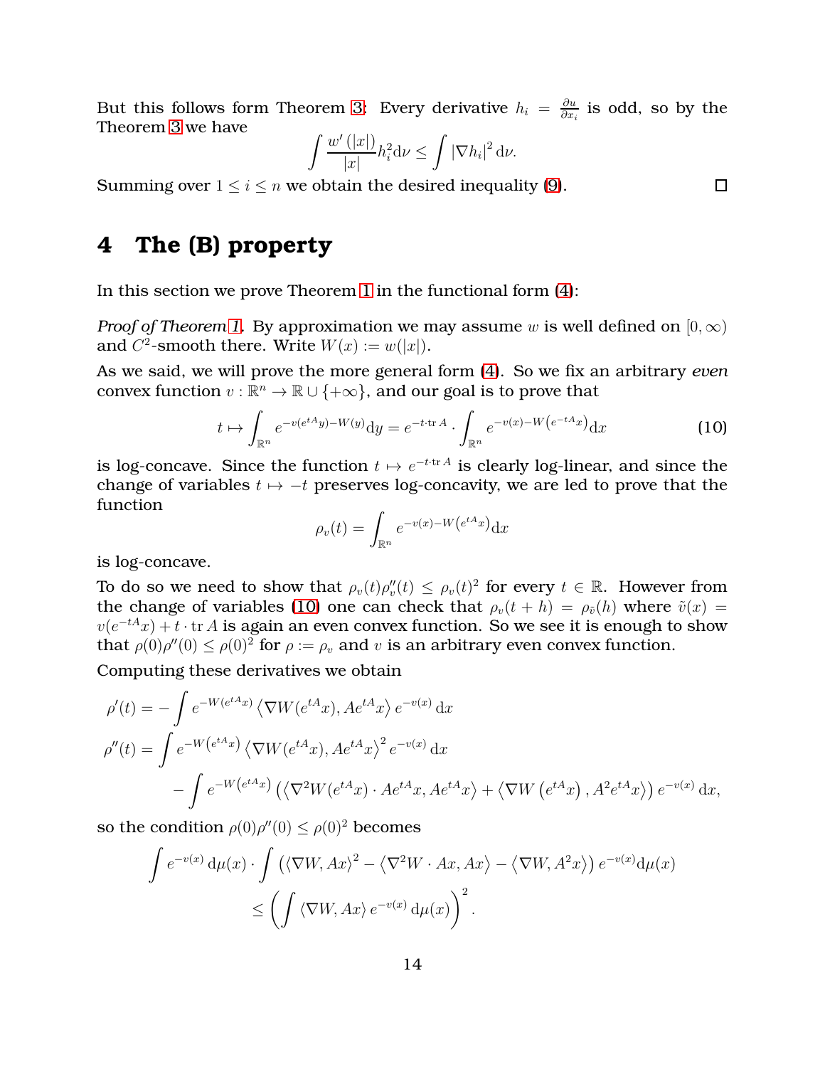But this follows form Theorem 3: Every derivative $h_i = \frac{\partial u}{\partial x_i}$ is odd, so by the Theorem 3 we have

$$\int \frac{w'(|x|)}{|x|} h_i^2 \mathrm{d}\nu \le \int |\nabla h_i|^2 \mathrm{d}\nu.$$

Summing over $1 \le i \le n$ we obtain the desired inequality (9). □

# 4 The (B) property

In this section we prove Theorem 1 in the functional form (4):

*Proof of Theorem 1.* By approximation we may assume $w$ is well defined on $[0, \infty)$ and $C^2$-smooth there. Write $W(x) := w(|x|)$.

As we said, we will prove the more general form (4). So we fix an arbitrary *even* convex function $v : \mathbb{R}^n \to \mathbb{R} \cup \{+\infty\}$, and our goal is to prove that

$$t \mapsto \int_{\mathbb{R}^n} e^{-v(e^{tA}y) - W(y)} \mathrm{d}y = e^{-t \cdot \operatorname{tr} A} \cdot \int_{\mathbb{R}^n} e^{-v(x) - W\left(e^{-tA}x\right)} \mathrm{d}x \tag{10}$$

is log-concave. Since the function $t \mapsto e^{-t \cdot \operatorname{tr} A}$ is clearly log-linear, and since the change of variables $t \mapsto -t$ preserves log-concavity, we are led to prove that the function

$$\rho_v(t) = \int_{\mathbb{R}^n} e^{-v(x) - W\left(e^{tA}x\right)} \mathrm{d}x$$

is log-concave.

To do so we need to show that $\rho_v(t)\rho_v''(t) \le \rho_v(t)^2$ for every $t \in \mathbb{R}$. However from the change of variables (10) one can check that $\rho_v(t+h) = \rho_{\tilde{v}}(h)$ where $\tilde{v}(x) = v(e^{-tA}x) + t \cdot \operatorname{tr} A$ is again an even convex function. So we see it is enough to show that $\rho(0)\rho''(0) \le \rho(0)^2$ for $\rho := \rho_v$ and $v$ is an arbitrary even convex function.

Computing these derivatives we obtain

$$\begin{aligned}
\rho'(t) &= -\int e^{-W(e^{tA}x)} \left\langle \nabla W(e^{tA}x), Ae^{tA}x \right\rangle e^{-v(x)} \,\mathrm{d}x \\
\rho''(t) &= \int e^{-W\left(e^{tA}x\right)} \left\langle \nabla W(e^{tA}x), Ae^{tA}x \right\rangle^2 e^{-v(x)} \,\mathrm{d}x \\
&\quad - \int e^{-W\left(e^{tA}x\right)} \left( \left\langle \nabla^2 W(e^{tA}x) \cdot Ae^{tA}x, Ae^{tA}x \right\rangle + \left\langle \nabla W\left(e^{tA}x\right), A^2 e^{tA}x \right\rangle \right) e^{-v(x)} \,\mathrm{d}x,
\end{aligned}$$

so the condition $\rho(0)\rho''(0) \le \rho(0)^2$ becomes

$$\begin{aligned}
\int e^{-v(x)} \,\mathrm{d}\mu(x) \cdot \int \left( \langle \nabla W, Ax \rangle^2 - \left\langle \nabla^2 W \cdot Ax, Ax \right\rangle - \left\langle \nabla W, A^2 x \right\rangle \right) e^{-v(x)} \mathrm{d}\mu(x) \\
\le \left( \int \langle \nabla W, Ax \rangle \, e^{-v(x)} \,\mathrm{d}\mu(x) \right)^2.
\end{aligned}$$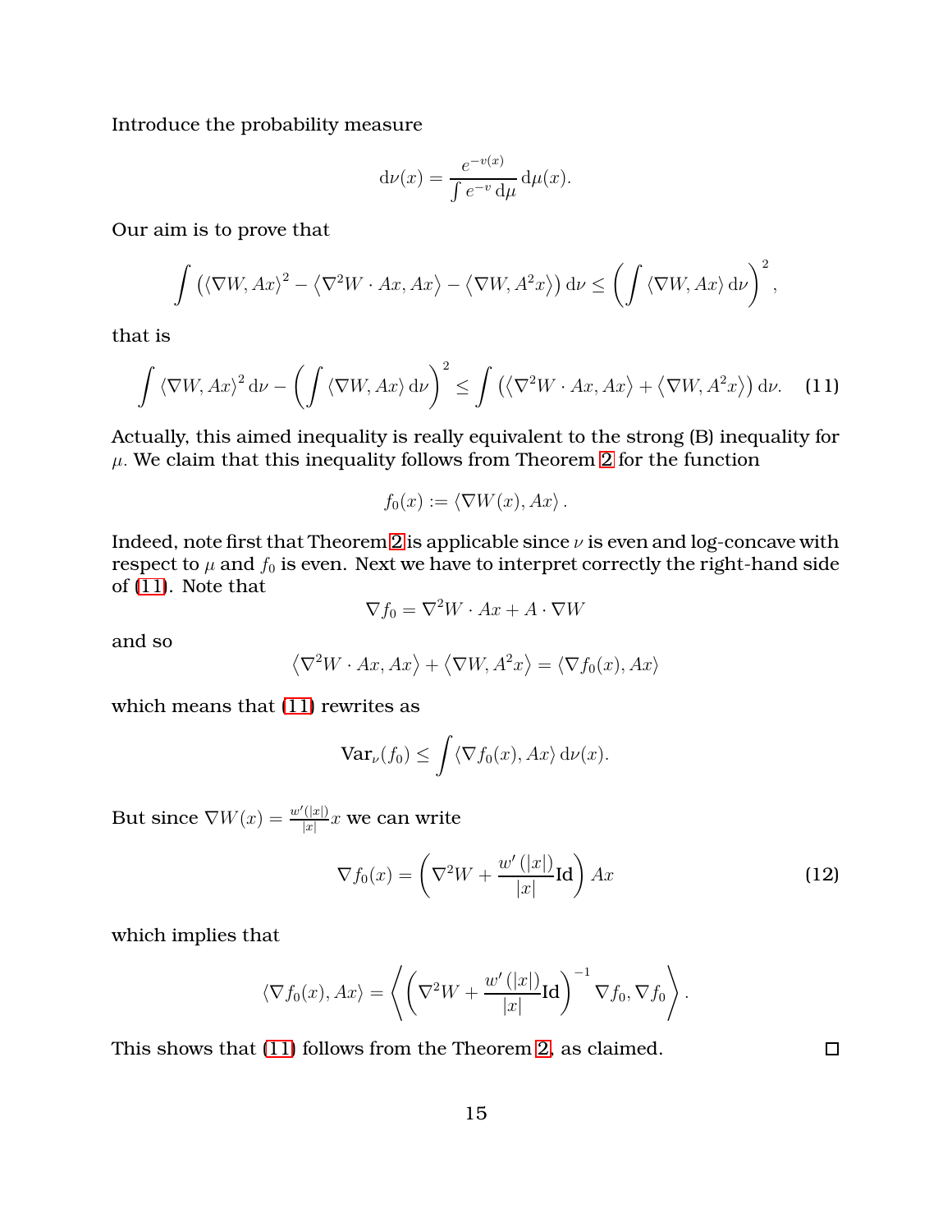Introduce the probability measure

$$\mathrm{d}\nu(x) = \frac{e^{-v(x)}}{\int e^{-v}\,\mathrm{d}\mu}\,\mathrm{d}\mu(x).$$

Our aim is to prove that

$$\int \left( \langle \nabla W, Ax\rangle^2 - \left\langle \nabla^2 W \cdot Ax, Ax \right\rangle - \left\langle \nabla W, A^2 x \right\rangle \right) \mathrm{d}\nu \leq \left( \int \langle \nabla W, Ax\rangle \,\mathrm{d}\nu \right)^2,$$

that is

$$\int \langle \nabla W, Ax\rangle^2 \,\mathrm{d}\nu - \left( \int \langle \nabla W, Ax\rangle \,\mathrm{d}\nu \right)^2 \leq \int \left( \left\langle \nabla^2 W \cdot Ax, Ax \right\rangle + \left\langle \nabla W, A^2 x \right\rangle \right) \mathrm{d}\nu. \tag{11}$$

Actually, this aimed inequality is really equivalent to the strong (B) inequality for $\mu$. We claim that this inequality follows from Theorem 2 for the function

$$f_0(x) := \langle \nabla W(x), Ax\rangle.$$

Indeed, note first that Theorem 2 is applicable since $\nu$ is even and log-concave with respect to $\mu$ and $f_0$ is even. Next we have to interpret correctly the right-hand side of (11). Note that

$$\nabla f_0 = \nabla^2 W \cdot Ax + A \cdot \nabla W$$

and so

$$\left\langle \nabla^2 W \cdot Ax, Ax \right\rangle + \left\langle \nabla W, A^2 x \right\rangle = \langle \nabla f_0(x), Ax\rangle$$

which means that (11) rewrites as

$$\mathrm{Var}_\nu(f_0) \leq \int \langle \nabla f_0(x), Ax\rangle \,\mathrm{d}\nu(x).$$

But since $\nabla W(x) = \frac{w'(|x|)}{|x|} x$ we can write

$$\nabla f_0(x) = \left( \nabla^2 W + \frac{w'(|x|)}{|x|}\mathrm{Id} \right) Ax \tag{12}$$

which implies that

$$\langle \nabla f_0(x), Ax\rangle = \left\langle \left( \nabla^2 W + \frac{w'(|x|)}{|x|}\mathrm{Id} \right)^{-1} \nabla f_0, \nabla f_0 \right\rangle.$$

This shows that (11) follows from the Theorem 2, as claimed. $\square$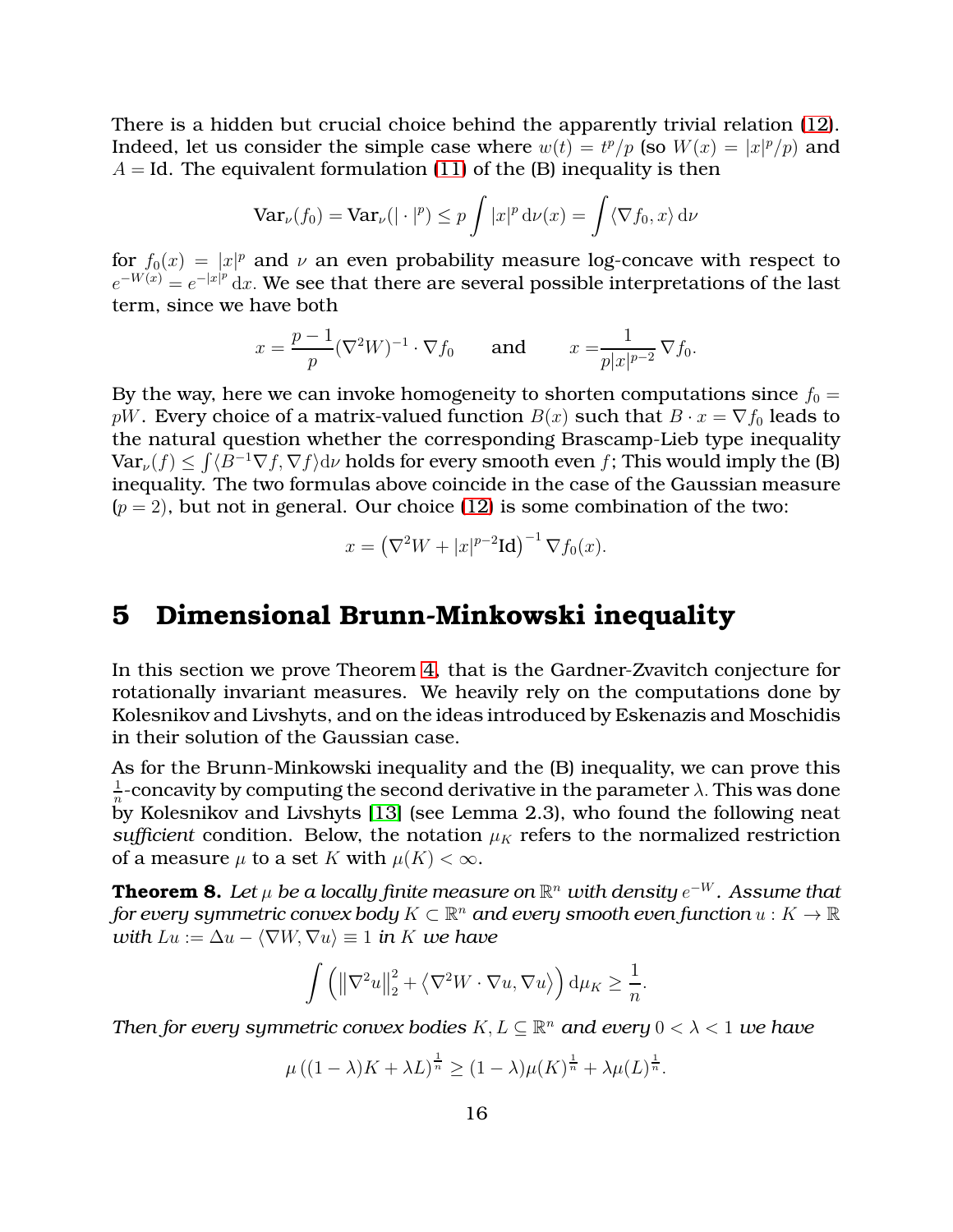There is a hidden but crucial choice behind the apparently trivial relation (12). Indeed, let us consider the simple case where $w(t) = t^p/p$ (so $W(x) = |x|^p/p$) and $A = \mathrm{Id}$. The equivalent formulation (11) of the (B) inequality is then

$$\mathrm{Var}_\nu(f_0) = \mathrm{Var}_\nu(|\cdot|^p) \leq p \int |x|^p \, \mathrm{d}\nu(x) = \int \langle \nabla f_0, x \rangle \, \mathrm{d}\nu$$

for $f_0(x) = |x|^p$ and $\nu$ an even probability measure log-concave with respect to $e^{-W(x)} = e^{-|x|^p} \mathrm{d}x$. We see that there are several possible interpretations of the last term, since we have both

$$x = \frac{p-1}{p} (\nabla^2 W)^{-1} \cdot \nabla f_0 \qquad \text{and} \qquad x = \frac{1}{p|x|^{p-2}} \nabla f_0.$$

By the way, here we can invoke homogeneity to shorten computations since $f_0 = pW$. Every choice of a matrix-valued function $B(x)$ such that $B \cdot x = \nabla f_0$ leads to the natural question whether the corresponding Brascamp-Lieb type inequality $\mathrm{Var}_\nu(f) \leq \int \langle B^{-1} \nabla f, \nabla f \rangle \mathrm{d}\nu$ holds for every smooth even $f$; This would imply the (B) inequality. The two formulas above coincide in the case of the Gaussian measure ($p = 2$), but not in general. Our choice (12) is some combination of the two:

$$x = \left( \nabla^2 W + |x|^{p-2} \mathrm{Id} \right)^{-1} \nabla f_0(x).$$

# 5 Dimensional Brunn-Minkowski inequality

In this section we prove Theorem 4, that is the Gardner-Zvavitch conjecture for rotationally invariant measures. We heavily rely on the computations done by Kolesnikov and Livshyts, and on the ideas introduced by Eskenazis and Moschidis in their solution of the Gaussian case.

As for the Brunn-Minkowski inequality and the (B) inequality, we can prove this $\frac{1}{n}$-concavity by computing the second derivative in the parameter $\lambda$. This was done by Kolesnikov and Livshyts [13] (see Lemma 2.3), who found the following neat *sufficient* condition. Below, the notation $\mu_K$ refers to the normalized restriction of a measure $\mu$ to a set $K$ with $\mu(K) < \infty$.

**Theorem 8.** *Let $\mu$ be a locally finite measure on $\mathbb{R}^n$ with density $e^{-W}$. Assume that for every symmetric convex body $K \subset \mathbb{R}^n$ and every smooth even function $u : K \to \mathbb{R}$ with $Lu := \Delta u - \langle \nabla W, \nabla u \rangle \equiv 1$ in $K$ we have*

$$\int \left( \left\| \nabla^2 u \right\|_2^2 + \left\langle \nabla^2 W \cdot \nabla u, \nabla u \right\rangle \right) \mathrm{d}\mu_K \geq \frac{1}{n}.$$

*Then for every symmetric convex bodies $K, L \subseteq \mathbb{R}^n$ and every $0 < \lambda < 1$ we have*

$$\mu\left((1-\lambda)K + \lambda L\right)^{\frac{1}{n}} \geq (1-\lambda)\mu(K)^{\frac{1}{n}} + \lambda \mu(L)^{\frac{1}{n}}.$$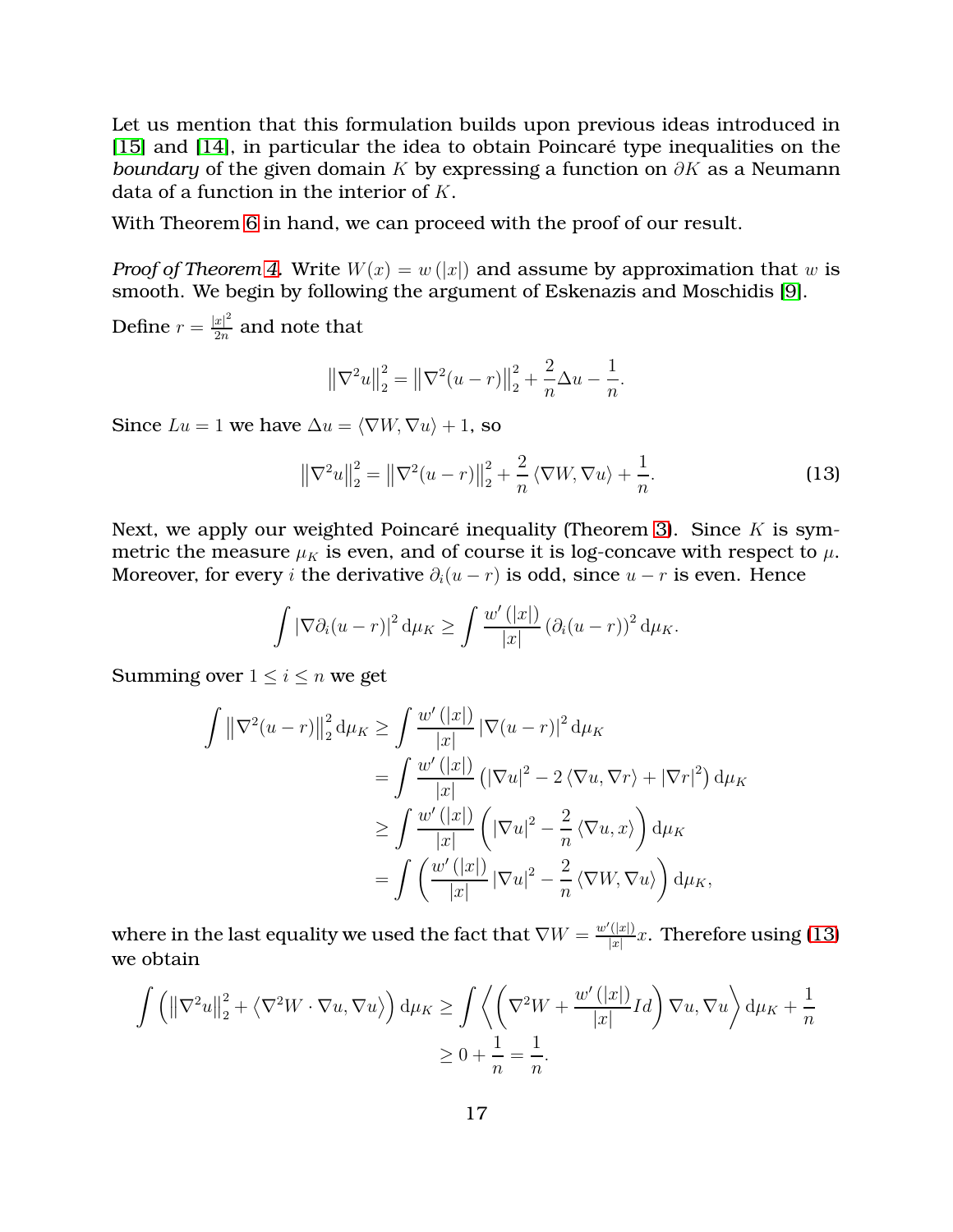Let us mention that this formulation builds upon previous ideas introduced in [15] and [14], in particular the idea to obtain Poincaré type inequalities on the *boundary* of the given domain $K$ by expressing a function on $\partial K$ as a Neumann data of a function in the interior of $K$.

With Theorem 6 in hand, we can proceed with the proof of our result.

*Proof of Theorem 4.* Write $W(x) = w(|x|)$ and assume by approximation that $w$ is smooth. We begin by following the argument of Eskenazis and Moschidis [9].

Define $r = \frac{|x|^2}{2n}$ and note that

$$\left\|\nabla^2 u\right\|_2^2 = \left\|\nabla^2 (u-r)\right\|_2^2 + \frac{2}{n}\Delta u - \frac{1}{n}.$$

Since $Lu = 1$ we have $\Delta u = \langle \nabla W, \nabla u \rangle + 1$, so

$$\left\|\nabla^2 u\right\|_2^2 = \left\|\nabla^2 (u-r)\right\|_2^2 + \frac{2}{n}\langle \nabla W, \nabla u \rangle + \frac{1}{n}. \tag{13}$$

Next, we apply our weighted Poincaré inequality (Theorem 3). Since $K$ is symmetric the measure $\mu_K$ is even, and of course it is log-concave with respect to $\mu$. Moreover, for every $i$ the derivative $\partial_i(u-r)$ is odd, since $u-r$ is even. Hence

$$\int |\nabla \partial_i (u-r)|^2 \,\mathrm{d}\mu_K \geq \int \frac{w'(|x|)}{|x|} \left(\partial_i (u-r)\right)^2 \mathrm{d}\mu_K.$$

Summing over $1 \leq i \leq n$ we get

$$\begin{aligned}
\int \left\|\nabla^2 (u-r)\right\|_2^2 \mathrm{d}\mu_K &\geq \int \frac{w'(|x|)}{|x|} |\nabla (u-r)|^2 \,\mathrm{d}\mu_K \\
&= \int \frac{w'(|x|)}{|x|} \left(|\nabla u|^2 - 2\langle \nabla u, \nabla r \rangle + |\nabla r|^2\right) \mathrm{d}\mu_K \\
&\geq \int \frac{w'(|x|)}{|x|} \left(|\nabla u|^2 - \frac{2}{n}\langle \nabla u, x \rangle\right) \mathrm{d}\mu_K \\
&= \int \left(\frac{w'(|x|)}{|x|} |\nabla u|^2 - \frac{2}{n}\langle \nabla W, \nabla u \rangle\right) \mathrm{d}\mu_K,
\end{aligned}$$

where in the last equality we used the fact that $\nabla W = \frac{w'(|x|)}{|x|}x$. Therefore using (13) we obtain

$$\begin{aligned}
\int \left(\left\|\nabla^2 u\right\|_2^2 + \left\langle \nabla^2 W \cdot \nabla u, \nabla u \right\rangle\right) \mathrm{d}\mu_K &\geq \int \left\langle \left(\nabla^2 W + \frac{w'(|x|)}{|x|} Id\right) \nabla u, \nabla u \right\rangle \mathrm{d}\mu_K + \frac{1}{n} \\
&\geq 0 + \frac{1}{n} = \frac{1}{n}.
\end{aligned}$$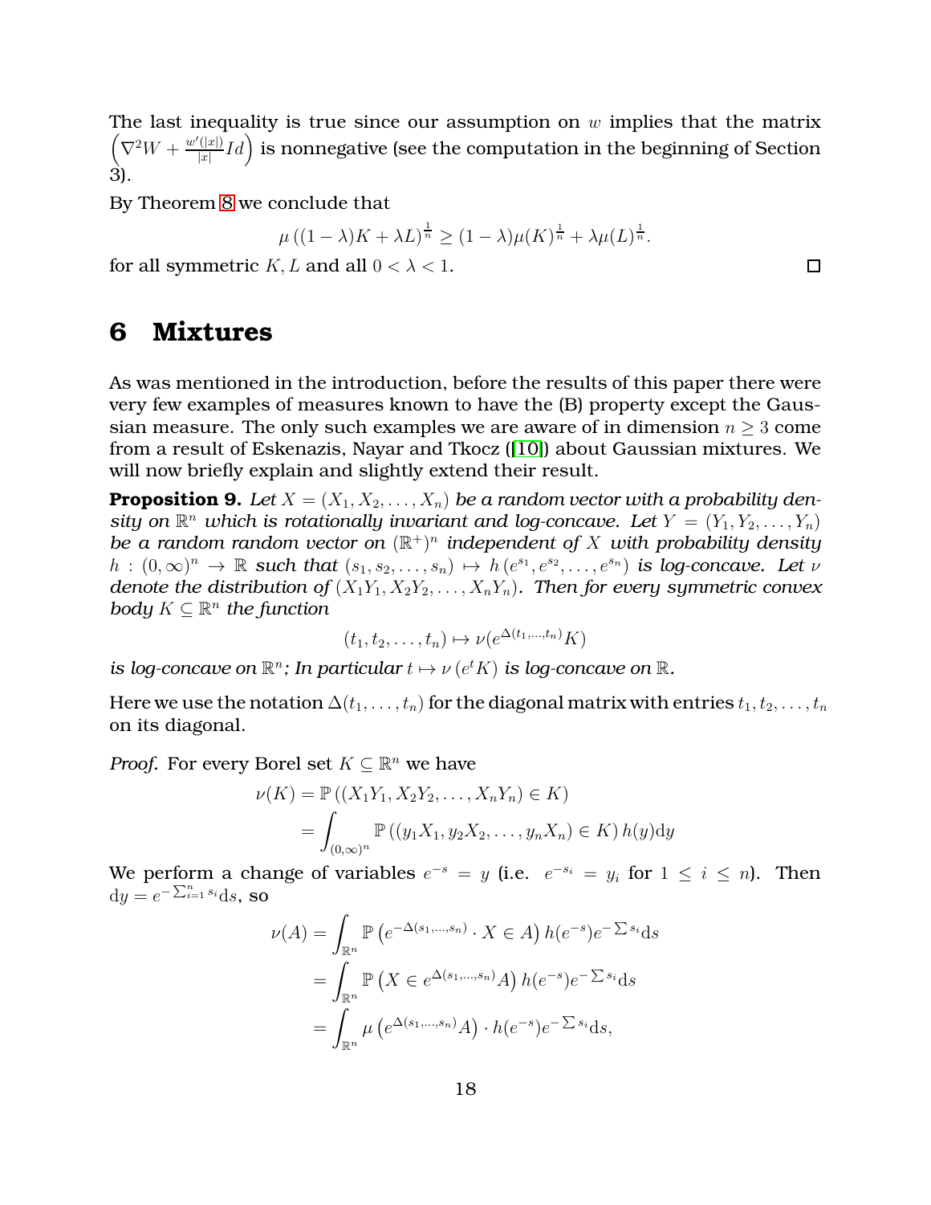The last inequality is true since our assumption on $w$ implies that the matrix $\left(\nabla^2 W + \frac{w'(|x|)}{|x|} Id\right)$ is nonnegative (see the computation in the beginning of Section 3).

By Theorem 8 we conclude that

$$\mu\left((1-\lambda)K + \lambda L\right)^{\frac{1}{n}} \geq (1-\lambda)\mu(K)^{\frac{1}{n}} + \lambda \mu(L)^{\frac{1}{n}}.$$

for all symmetric $K, L$ and all $0 < \lambda < 1$. $\square$

## 6 Mixtures

As was mentioned in the introduction, before the results of this paper there were very few examples of measures known to have the (B) property except the Gaussian measure. The only such examples we are aware of in dimension $n \geq 3$ come from a result of Eskenazis, Nayar and Tkocz ([10]) about Gaussian mixtures. We will now briefly explain and slightly extend their result.

**Proposition 9.** *Let $X = (X_1, X_2, \ldots, X_n)$ be a random vector with a probability density on $\mathbb{R}^n$ which is rotationally invariant and log-concave. Let $Y = (Y_1, Y_2, \ldots, Y_n)$ be a random random vector on $(\mathbb{R}^+)^n$ independent of $X$ with probability density $h : (0,\infty)^n \to \mathbb{R}$ such that $(s_1, s_2, \ldots, s_n) \mapsto h\left(e^{s_1}, e^{s_2}, \ldots, e^{s_n}\right)$ is log-concave. Let $\nu$ denote the distribution of $(X_1Y_1, X_2Y_2, \ldots, X_nY_n)$. Then for every symmetric convex body $K \subseteq \mathbb{R}^n$ the function*

$$(t_1, t_2, \ldots, t_n) \mapsto \nu(e^{\Delta(t_1,\ldots,t_n)}K)$$

*is log-concave on $\mathbb{R}^n$; In particular $t \mapsto \nu\left(e^t K\right)$ is log-concave on $\mathbb{R}$.*

Here we use the notation $\Delta(t_1, \ldots, t_n)$ for the diagonal matrix with entries $t_1, t_2, \ldots, t_n$ on its diagonal.

*Proof.* For every Borel set $K \subseteq \mathbb{R}^n$ we have

$$\begin{aligned}
\nu(K) &= \mathbb{P}\left((X_1Y_1, X_2Y_2, \ldots, X_nY_n) \in K\right) \\
&= \int_{(0,\infty)^n} \mathbb{P}\left((y_1X_1, y_2X_2, \ldots, y_nX_n) \in K\right) h(y) \mathrm{d}y
\end{aligned}$$

We perform a change of variables $e^{-s} = y$ (i.e. $e^{-s_i} = y_i$ for $1 \leq i \leq n$). Then $\mathrm{d}y = e^{-\sum_{i=1}^n s_i} \mathrm{d}s$, so

$$\begin{aligned}
\nu(A) &= \int_{\mathbb{R}^n} \mathbb{P}\left(e^{-\Delta(s_1,\ldots,s_n)} \cdot X \in A\right) h(e^{-s}) e^{-\sum s_i} \mathrm{d}s \\
&= \int_{\mathbb{R}^n} \mathbb{P}\left(X \in e^{\Delta(s_1,\ldots,s_n)} A\right) h(e^{-s}) e^{-\sum s_i} \mathrm{d}s \\
&= \int_{\mathbb{R}^n} \mu\left(e^{\Delta(s_1,\ldots,s_n)} A\right) \cdot h(e^{-s}) e^{-\sum s_i} \mathrm{d}s,
\end{aligned}$$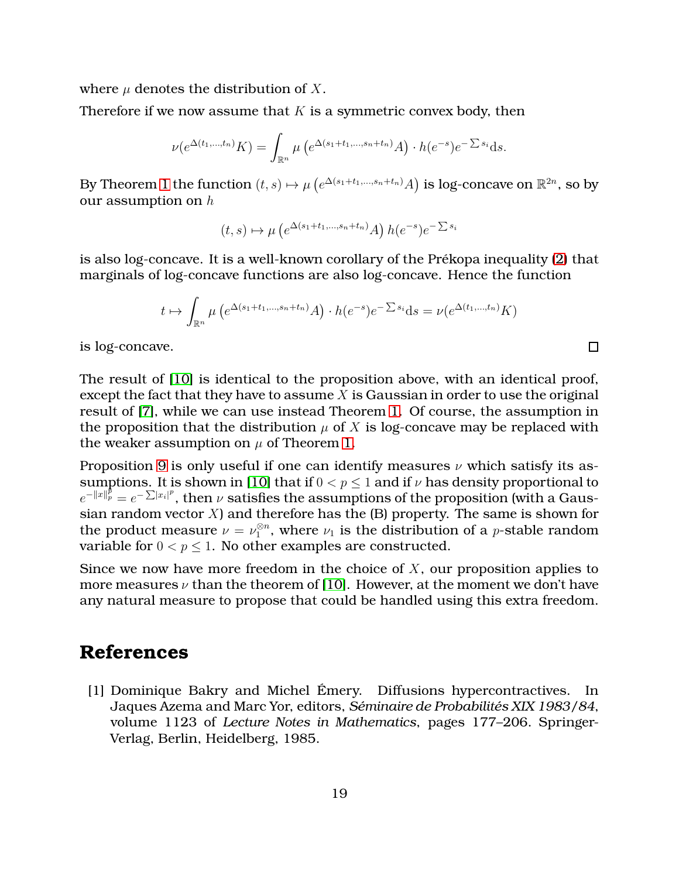where $\mu$ denotes the distribution of $X$.

Therefore if we now assume that $K$ is a symmetric convex body, then

$$\nu(e^{\Delta(t_1,\ldots,t_n)}K) = \int_{\mathbb{R}^n} \mu\left(e^{\Delta(s_1+t_1,\ldots,s_n+t_n)}A\right) \cdot h(e^{-s})e^{-\sum s_i}\mathrm{d}s.$$

By Theorem 1 the function $(t,s) \mapsto \mu\left(e^{\Delta(s_1+t_1,\ldots,s_n+t_n)}A\right)$ is log-concave on $\mathbb{R}^{2n}$, so by our assumption on $h$

$$(t,s) \mapsto \mu\left(e^{\Delta(s_1+t_1,\ldots,s_n+t_n)}A\right) h(e^{-s})e^{-\sum s_i}$$

is also log-concave. It is a well-known corollary of the Prékopa inequality (2) that marginals of log-concave functions are also log-concave. Hence the function

$$t \mapsto \int_{\mathbb{R}^n} \mu\left(e^{\Delta(s_1+t_1,\ldots,s_n+t_n)}A\right) \cdot h(e^{-s})e^{-\sum s_i}\mathrm{d}s = \nu(e^{\Delta(t_1,\ldots,t_n)}K)$$

is log-concave. □

The result of [10] is identical to the proposition above, with an identical proof, except the fact that they have to assume $X$ is Gaussian in order to use the original result of [7], while we can use instead Theorem 1. Of course, the assumption in the proposition that the distribution $\mu$ of $X$ is log-concave may be replaced with the weaker assumption on $\mu$ of Theorem 1.

Proposition 9 is only useful if one can identify measures $\nu$ which satisfy its assumptions. It is shown in [10] that if $0 < p \leq 1$ and if $\nu$ has density proportional to $e^{-\|x\|_p^p} = e^{-\sum |x_i|^p}$, then $\nu$ satisfies the assumptions of the proposition (with a Gaussian random vector $X$) and therefore has the (B) property. The same is shown for the product measure $\nu = \nu_1^{\otimes n}$, where $\nu_1$ is the distribution of a $p$-stable random variable for $0 < p \leq 1$. No other examples are constructed.

Since we now have more freedom in the choice of $X$, our proposition applies to more measures $\nu$ than the theorem of [10]. However, at the moment we don't have any natural measure to propose that could be handled using this extra freedom.

# References

[1] Dominique Bakry and Michel Émery. Diffusions hypercontractives. In Jaques Azema and Marc Yor, editors, *Séminaire de Probabilités XIX 1983/84*, volume 1123 of *Lecture Notes in Mathematics*, pages 177–206. Springer-Verlag, Berlin, Heidelberg, 1985.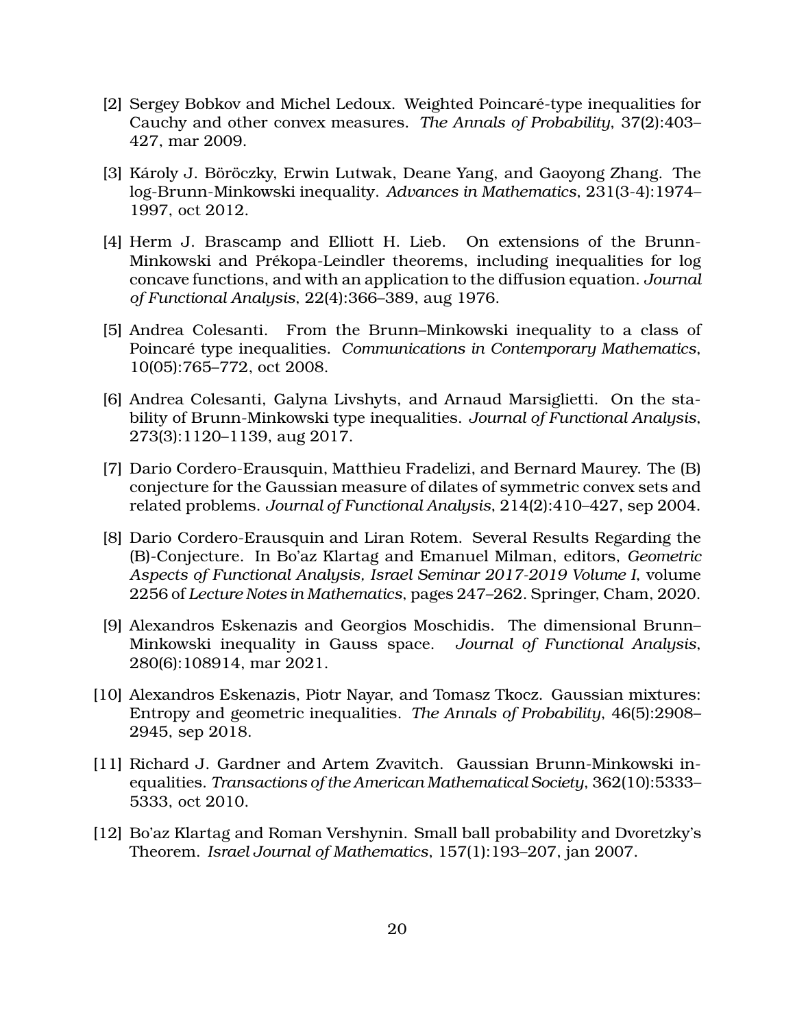[2] Sergey Bobkov and Michel Ledoux. Weighted Poincaré-type inequalities for Cauchy and other convex measures. *The Annals of Probability*, 37(2):403–427, mar 2009.

[3] Károly J. Böröczky, Erwin Lutwak, Deane Yang, and Gaoyong Zhang. The log-Brunn-Minkowski inequality. *Advances in Mathematics*, 231(3-4):1974–1997, oct 2012.

[4] Herm J. Brascamp and Elliott H. Lieb. On extensions of the Brunn-Minkowski and Prékopa-Leindler theorems, including inequalities for log concave functions, and with an application to the diffusion equation. *Journal of Functional Analysis*, 22(4):366–389, aug 1976.

[5] Andrea Colesanti. From the Brunn–Minkowski inequality to a class of Poincaré type inequalities. *Communications in Contemporary Mathematics*, 10(05):765–772, oct 2008.

[6] Andrea Colesanti, Galyna Livshyts, and Arnaud Marsiglietti. On the stability of Brunn-Minkowski type inequalities. *Journal of Functional Analysis*, 273(3):1120–1139, aug 2017.

[7] Dario Cordero-Erausquin, Matthieu Fradelizi, and Bernard Maurey. The (B) conjecture for the Gaussian measure of dilates of symmetric convex sets and related problems. *Journal of Functional Analysis*, 214(2):410–427, sep 2004.

[8] Dario Cordero-Erausquin and Liran Rotem. Several Results Regarding the (B)-Conjecture. In Bo'az Klartag and Emanuel Milman, editors, *Geometric Aspects of Functional Analysis, Israel Seminar 2017-2019 Volume I*, volume 2256 of *Lecture Notes in Mathematics*, pages 247–262. Springer, Cham, 2020.

[9] Alexandros Eskenazis and Georgios Moschidis. The dimensional Brunn–Minkowski inequality in Gauss space. *Journal of Functional Analysis*, 280(6):108914, mar 2021.

[10] Alexandros Eskenazis, Piotr Nayar, and Tomasz Tkocz. Gaussian mixtures: Entropy and geometric inequalities. *The Annals of Probability*, 46(5):2908–2945, sep 2018.

[11] Richard J. Gardner and Artem Zvavitch. Gaussian Brunn-Minkowski inequalities. *Transactions of the American Mathematical Society*, 362(10):5333–5333, oct 2010.

[12] Bo'az Klartag and Roman Vershynin. Small ball probability and Dvoretzky's Theorem. *Israel Journal of Mathematics*, 157(1):193–207, jan 2007.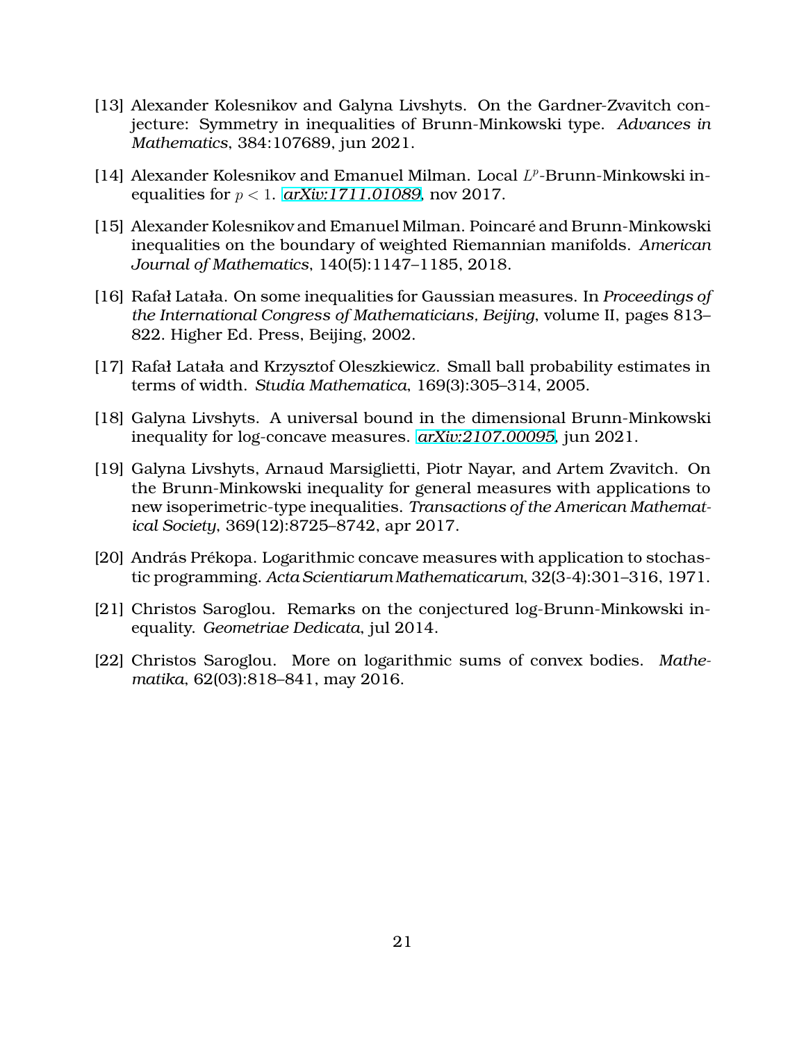[13] Alexander Kolesnikov and Galyna Livshyts. On the Gardner-Zvavitch conjecture: Symmetry in inequalities of Brunn-Minkowski type. *Advances in Mathematics*, 384:107689, jun 2021.

[14] Alexander Kolesnikov and Emanuel Milman. Local $L^p$-Brunn-Minkowski inequalities for $p < 1$. *arXiv:1711.01089*, nov 2017.

[15] Alexander Kolesnikov and Emanuel Milman. Poincaré and Brunn-Minkowski inequalities on the boundary of weighted Riemannian manifolds. *American Journal of Mathematics*, 140(5):1147–1185, 2018.

[16] Rafał Latała. On some inequalities for Gaussian measures. In *Proceedings of the International Congress of Mathematicians, Beijing*, volume II, pages 813–822. Higher Ed. Press, Beijing, 2002.

[17] Rafał Latała and Krzysztof Oleszkiewicz. Small ball probability estimates in terms of width. *Studia Mathematica*, 169(3):305–314, 2005.

[18] Galyna Livshyts. A universal bound in the dimensional Brunn-Minkowski inequality for log-concave measures. *arXiv:2107.00095*, jun 2021.

[19] Galyna Livshyts, Arnaud Marsiglietti, Piotr Nayar, and Artem Zvavitch. On the Brunn-Minkowski inequality for general measures with applications to new isoperimetric-type inequalities. *Transactions of the American Mathematical Society*, 369(12):8725–8742, apr 2017.

[20] András Prékopa. Logarithmic concave measures with application to stochastic programming. *Acta Scientiarum Mathematicarum*, 32(3-4):301–316, 1971.

[21] Christos Saroglou. Remarks on the conjectured log-Brunn-Minkowski inequality. *Geometriae Dedicata*, jul 2014.

[22] Christos Saroglou. More on logarithmic sums of convex bodies. *Mathematika*, 62(03):818–841, may 2016.